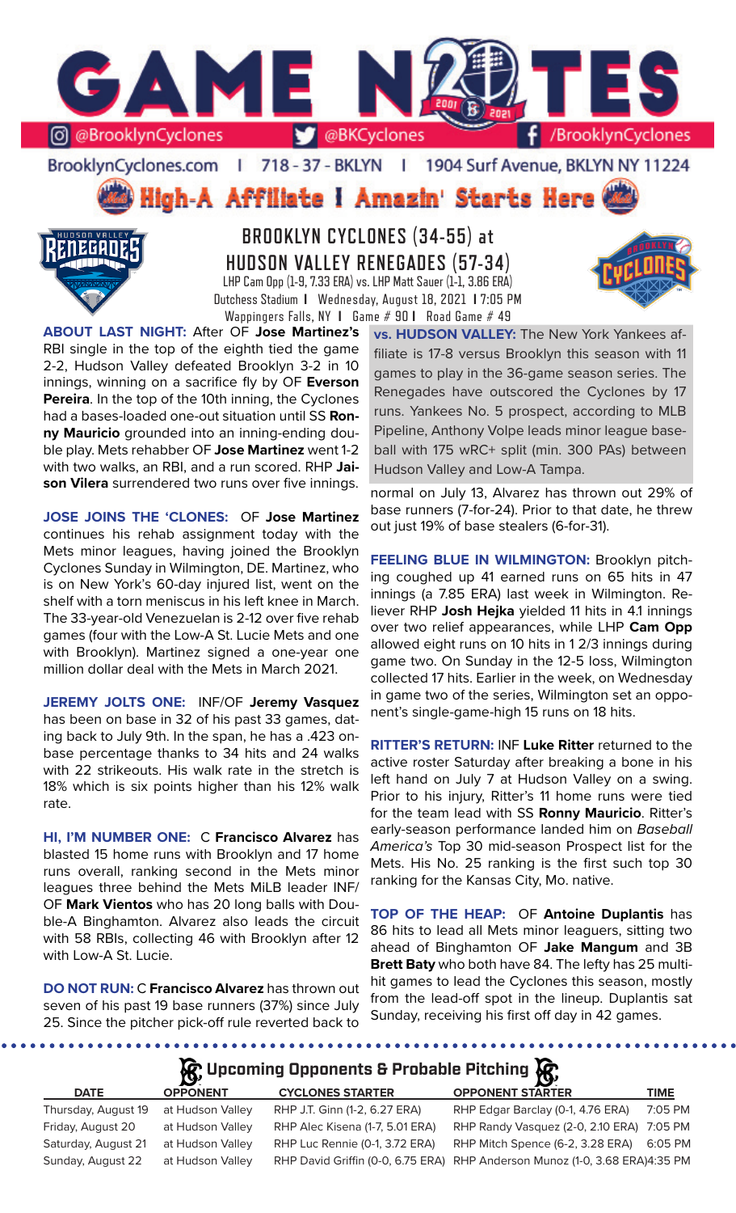# GAME NOTES

@BrooklynCyclones | @BKCyclones | /BrooklynCyclones

BrooklynCyclones.com | 718-37-BKLYN | 1904 Surf Avenue, BKLYN NY 11224

**High-A Affiliate I Amazin' Starts Here**

## BROOKLYN CYCLONES (34-55) at HUDSON VALLEY RENEGADES (57-34)

LHP Cam Opp (1-9, 7.33 ERA) vs. LHP Matt Sauer (1-1, 3.86 ERA)

Dutchess Stadium | Wednesday, August 18, 2021 | 7:05 PM

Wappingers Falls, NY | Game # 90 | Road Game # 49

**ABOUT LAST NIGHT:** After OF **Jose Martinez's** RBI single in the top of the eighth tied the game 2-2, Hudson Valley defeated Brooklyn 3-2 in 10 innings, winning on a sacrifice fly by OF **Everson Pereira**. In the top of the 10th inning, the Cyclones had a bases-loaded one-out situation until SS **Ronny Mauricio** grounded into an inning-ending double play. Mets rehabber OF **Jose Martinez** went 1-2 with two walks, an RBI, and a run scored. RHP **Jaison Vilera** surrendered two runs over five innings.

**vs. HUDSON VALLEY:** The New York Yankees affiliate is 17-8 versus Brooklyn this season with 11 games to play in the 36-game season series. The Renegades have outscored the Cyclones by 17 runs. Yankees No. 5 prospect, according to MLB Pipeline, Anthony Volpe leads minor league baseball with 175 wRC+ split (min. 300 PAs) between Hudson Valley and Low-A Tampa.

**JOSE JOINS THE 'CLONES:** OF **Jose Martinez** continues his rehab assignment today with the Mets minor leagues, having joined the Brooklyn Cyclones Sunday in Wilmington, DE. Martinez, who is on New York's 60-day injured list, went on the shelf with a torn meniscus in his left knee in March. The 33-year-old Venezuelan is 2-12 over five rehab games (four with the Low-A St. Lucie Mets and one with Brooklyn). Martinez signed a one-year one million dollar deal with the Mets in March 2021.

**JEREMY JOLTS ONE:** INF/OF **Jeremy Vasquez** has been on base in 32 of his past 33 games, dating back to July 9th. In the span, he has a .423 on-base percentage thanks to 34 hits and 24 walks with 22 strikeouts. His walk rate in the stretch is 18% which is six points higher than his 12% walk rate.

**HI, I'M NUMBER ONE:** C **Francisco Alvarez** has blasted 15 home runs with Brooklyn and 17 home runs overall, ranking second in the Mets minor leagues three behind the Mets MiLB leader INF/OF **Mark Vientos** who has 20 long balls with Double-A Binghamton. Alvarez also leads the circuit with 58 RBIs, collecting 46 with Brooklyn after 12 with Low-A St. Lucie.

**DO NOT RUN:** C **Francisco Alvarez** has thrown out seven of his past 19 base runners (37%) since July 25. Since the pitcher pick-off rule reverted back to normal on July 13, Alvarez has thrown out 29% of base runners (7-for-24). Prior to that date, he threw out just 19% of base stealers (6-for-31).

**FEELING BLUE IN WILMINGTON:** Brooklyn pitching coughed up 41 earned runs on 65 hits in 47 innings (a 7.85 ERA) last week in Wilmington. Reliever RHP **Josh Hejka** yielded 11 hits in 4.1 innings over two relief appearances, while LHP **Cam Opp** allowed eight runs on 10 hits in 1 2/3 innings during game two. On Sunday in the 12-5 loss, Wilmington collected 17 hits. Earlier in the week, on Wednesday in game two of the series, Wilmington set an opponent's single-game-high 15 runs on 18 hits.

**RITTER'S RETURN:** INF **Luke Ritter** returned to the active roster Saturday after breaking a bone in his left hand on July 7 at Hudson Valley on a swing. Prior to his injury, Ritter's 11 home runs were tied for the team lead with SS **Ronny Mauricio**. Ritter's early-season performance landed him on *Baseball America's* Top 30 mid-season Prospect list for the Mets. His No. 25 ranking is the first such top 30 ranking for the Kansas City, Mo. native.

**TOP OF THE HEAP:** OF **Antoine Duplantis** has 86 hits to lead all Mets minor leaguers, sitting two ahead of Binghamton OF **Jake Mangum** and 3B **Brett Baty** who both have 84. The lefty has 25 multi-hit games to lead the Cyclones this season, mostly from the lead-off spot in the lineup. Duplantis sat Sunday, receiving his first off day in 42 games.

## Upcoming Opponents & Probable Pitching

| DATE | OPPONENT | CYCLONES STARTER | OPPONENT STARTER | TIME |
|---|---|---|---|---|
| Thursday, August 19 | at Hudson Valley | RHP J.T. Ginn (1-2, 6.27 ERA) | RHP Edgar Barclay (0-1, 4.76 ERA) | 7:05 PM |
| Friday, August 20 | at Hudson Valley | RHP Alec Kisena (1-7, 5.01 ERA) | RHP Randy Vasquez (2-0, 2.10 ERA) | 7:05 PM |
| Saturday, August 21 | at Hudson Valley | RHP Luc Rennie (0-1, 3.72 ERA) | RHP Mitch Spence (6-2, 3.28 ERA) | 6:05 PM |
| Sunday, August 22 | at Hudson Valley | RHP David Griffin (0-0, 6.75 ERA) | RHP Anderson Munoz (1-0, 3.68 ERA) | 4:35 PM |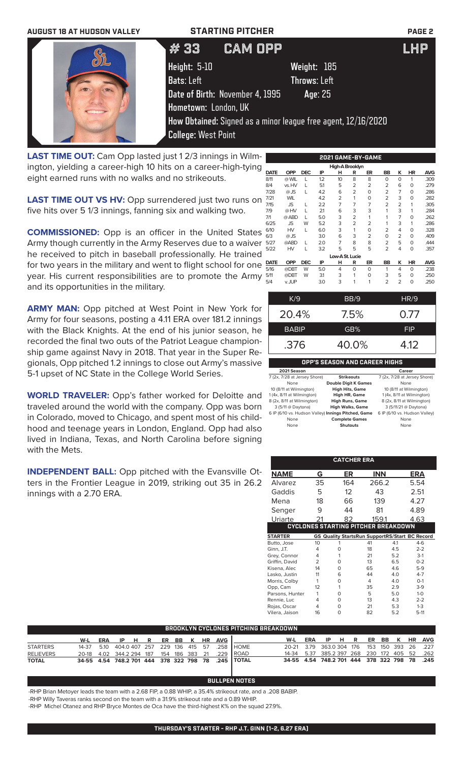AUGUST 18 AT HUDSON VALLEY — STARTING PITCHER

# #33 CAM OPP — LHP

**Height:** 5-10 **Weight:** 185
**Bats:** Left **Throws:** Left
**Date of Birth:** November 4, 1995 **Age:** 25
**Hometown:** London, UK
**How Obtained:** Signed as a minor league free agent, 12/16/2020
**College:** West Point

**LAST TIME OUT:** Cam Opp lasted just 1 2/3 innings in Wilmington, yielding a career-high 10 hits on a career-high-tying eight earned runs with no walks and no strikeouts.

**LAST TIME OUT VS HV:** Opp surrendered just two runs on five hits over 5 1/3 innings, fanning six and walking two.

**COMMISSIONED:** Opp is an officer in the United States Army though currently in the Army Reserves due to a waiver he received to pitch in baseball professionally. He trained for two years in the military and went to flight school for one year. His current responsibilities are to promote the Army and its opportunities in the military.

**ARMY MAN:** Opp pitched at West Point in New York for Army for four seasons, posting a 4.11 ERA over 181.2 innings with the Black Knights. At the end of his junior season, he recorded the final two outs of the Patriot League championship game against Navy in 2018. That year in the Super Regionals, Opp pitched 1.2 innings to close out Army's massive 5-1 upset of NC State in the College World Series.

**WORLD TRAVELER:** Opp's father worked for Deloitte and traveled around the world with the company. Opp was born in Colorado, moved to Chicago, and spent most of his childhood and teenage years in London, England. Opp had also lived in Indiana, Texas, and North Carolina before signing with the Mets.

**INDEPENDENT BALL:** Opp pitched with the Evansville Otters in the Frontier League in 2019, striking out 35 in 26.2 innings with a 2.70 ERA.

## 2021 GAME-BY-GAME

| DATE | OPP | DEC | IP | H | R | ER | BB | K | HR | AVG |
|---|---|---|---|---|---|---|---|---|---|---|
| **High-A Brooklyn** | | | | | | | | | | |
| 8/11 | @ WIL | L | 1.2 | 10 | 8 | 8 | 0 | 0 | 1 | .309 |
| 8/4 | vs. HV | L | 5.1 | 5 | 2 | 2 | 2 | 6 | 0 | .279 |
| 7/28 | @ JS | L | 4.2 | 6 | 2 | 0 | 2 | 7 | 0 | .286 |
| 7/21 | WIL | | 4.2 | 2 | 1 | 0 | 2 | 3 | 0 | .282 |
| 7/15 | JS | L | 2.2 | 7 | 7 | 7 | 2 | 2 | 1 | .305 |
| 7/9 | @ HV | L | 2.1 | 6 | 3 | 3 | 1 | 3 | 1 | .284 |
| 7/1 | @ ABD | L | 5.0 | 3 | 2 | 1 | 1 | 7 | 0 | .262 |
| 6/25 | JS | W | 5.2 | 3 | 2 | 2 | 1 | 3 | 1 | .286 |
| 6/10 | HV | L | 6.0 | 3 | 1 | 0 | 2 | 4 | 0 | .328 |
| 6/3 | @ JS | | 3.0 | 6 | 3 | 2 | 0 | 2 | 0 | .409 |
| 5/27 | @ABD | L | 2.0 | 7 | 8 | 8 | 2 | 5 | 0 | .444 |
| 5/22 | HV | L | 3.2 | 5 | 5 | 5 | 2 | 4 | 0 | .357 |
| **Low-A St. Lucie** | | | | | | | | | | |
| 5/16 | @DBT | W | 5.0 | 4 | 0 | 0 | 1 | 4 | 0 | .238 |
| 5/11 | @DBT | W | 3.1 | 3 | 1 | 0 | 3 | 5 | 0 | .250 |
| 5/4 | v. JUP | | 3.0 | 3 | 1 | 1 | 2 | 2 | 0 | .250 |

| K/9 | BB/9 | HR/9 |
|---|---|---|
| 20.4% | 7.5% | 0.77 |
| **BABIP** | **GB%** | **FIP** |
| .376 | 40.0% | 4.12 |

## OPP'S SEASON AND CAREER HIGHS

| 2021 Season | | Career |
|---|---|---|
| 7 (2x, 7/28 at Jersey Shore) | Strikeouts | 7 (2x, 7/28 at Jersey Shore) |
| None | Double Digit K Games | None |
| 10 (8/11 at Wilmington) | High Hits, Game | 10 (8/11 at Wilmington) |
| 1 (4x, 8/11 at Wilmington) | High HR, Game | 1 (4x, 8/11 at Wilmington) |
| 8 (2x, 8/11 at Wilmington) | High Runs, Game | 8 (2x, 8/11 at Wilmington) |
| 3 (5/11 @ Daytona) | High Walks, Game | 3 (5/11/21 @ Daytona) |
| 6 IP (6/10 vs. Hudson Valley) | Innings Pitched, Game | 6 IP (6/10 vs. Hudson Valley) |
| None | Complete Games | None |
| None | Shutouts | None |

## CATCHER ERA

| NAME | G | ER | INN | ERA |
|---|---|---|---|---|
| Alvarez | 35 | 164 | 266.2 | 5.54 |
| Gaddis | 5 | 12 | 43 | 2.51 |
| Mena | 18 | 66 | 139 | 4.27 |
| Senger | 9 | 44 | 81 | 4.89 |
| Uriarte | 21 | 82 | 159.1 | 4.63 |

## CYCLONES STARTING PITCHER BREAKDOWN

| STARTER | GS | Quality Starts | Run Support | RS/Start | BC Record |
|---|---|---|---|---|---|
| Butto, Jose | 10 | 1 | 41 | 4.1 | 4-6 |
| Ginn, J.T. | 4 | 0 | 18 | 4.5 | 2-2 |
| Grey, Connor | 4 | 1 | 21 | 5.2 | 3-1 |
| Griffin, David | 2 | 0 | 13 | 6.5 | 0-2 |
| Kisena, Alec | 14 | 0 | 65 | 4.6 | 5-9 |
| Lasko, Justin | 11 | 6 | 44 | 4.0 | 4-7 |
| Morris, Colby | 1 | 0 | 4 | 4.0 | 0-1 |
| Opp, Cam | 12 | 1 | 35 | 2.9 | 3-9 |
| Parsons, Hunter | 1 | 0 | 5 | 5.0 | 1-0 |
| Rennie, Luc | 4 | 0 | 13 | 4.3 | 2-2 |
| Rojas, Oscar | 4 | 0 | 21 | 5.3 | 1-3 |
| Vilera, Jaison | 16 | 0 | 82 | 5.2 | 5-11 |

## BROOKLYN CYCLONES PITCHING BREAKDOWN

| | W-L | ERA | IP | H | R | ER | BB | K | HR | AVG |
|---|---|---|---|---|---|---|---|---|---|---|
| STARTERS | 14-37 | 5.10 | 404.0 | 407 | 257 | 229 | 136 | 415 | 57 | .258 |
| RELIEVERS | 20-18 | 4.02 | 344.2 | 294 | 187 | 154 | 186 | 383 | 21 | .229 |
| TOTAL | 34-55 | 4.54 | 748.2 | 701 | 444 | 378 | 322 | 798 | 78 | .245 |

| | W-L | ERA | IP | H | R | ER | BB | K | HR | AVG |
|---|---|---|---|---|---|---|---|---|---|---|
| HOME | 20-21 | 3.79 | 363.0 | 304 | 176 | 153 | 150 | 393 | 26 | .227 |
| ROAD | 14-34 | 5.37 | 385.2 | 397 | 268 | 230 | 172 | 405 | 52 | .262 |
| TOTAL | 34-55 | 4.54 | 748.2 | 701 | 444 | 378 | 322 | 798 | 78 | .245 |

## BULLPEN NOTES

-RHP Brian Metoyer leads the team with a 2.68 FIP, a 0.88 WHIP, a 35.4% strikeout rate, and a .208 BABIP.

-RHP Willy Taveras ranks second on the team with a 31.9% strikeout rate and a 0.89 WHIP.

-RHP Michel Otanez and RHP Bryce Montes de Oca have the third-highest K% on the squad 27.9%.

**THURSDAY'S STARTER - RHP J.T. GINN (1-2, 6.27 ERA)**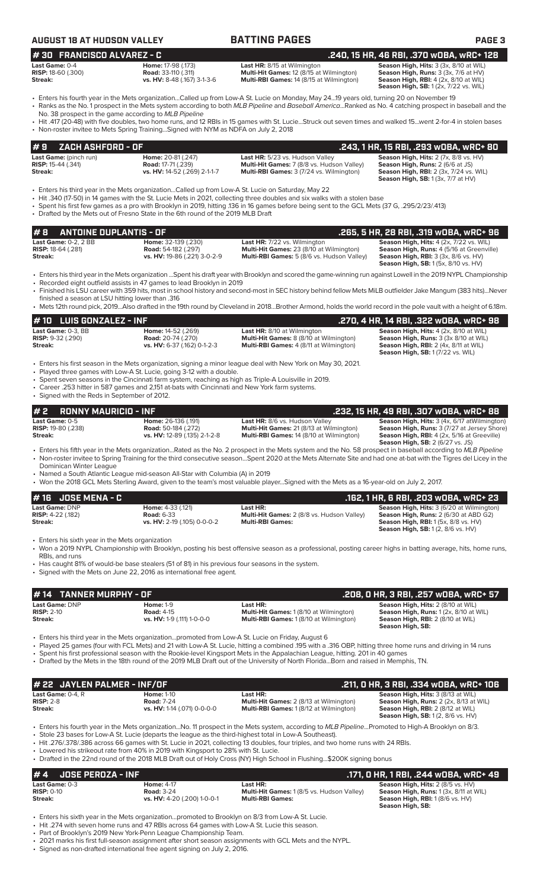# AUGUST 18 AT HUDSON VALLEY — BATTING PAGES

## # 30 FRANCISCO ALVAREZ - C — .240, 15 HR, 46 RBI, .370 wOBA, wRC+ 128

| | | | |
|---|---|---|---|
| **Last Game:** 0-4 | **Home:** 17-98 (.173) | **Last HR:** 8/15 at Wilmington | **Season High, Hits:** 3 (3x, 8/10 at WIL) |
| **RISP:** 18-60 (.300) | **Road:** 33-110 (.311) | **Multi-Hit Games:** 12 (8/15 at Wilmington) | **Season High, Runs:** 3 (3x, 7/6 at HV) |
| **Streak:** | **vs. HV:** 8-48 (.167) 3-1-3-6 | **Multi-RBI Games:** 14 (8/15 at Wilmington) | **Season High, RBI:** 4 (2x, 8/10 at WIL) |
| | | | **Season High, SB:** 1 (2x, 7/22 vs. WIL) |

- Enters his fourth year in the Mets organization...Called up from Low-A St. Lucie on Monday, May 24...19 years old, turning 20 on November 19
- Ranks as the No. 1 prospect in the Mets system according to both *MLB Pipeline* and *Baseball America*...Ranked as No. 4 catching prospect in baseball and the No. 38 prospect in the game according to *MLB Pipeline*
- Hit .417 (20-48) with five doubles, two home runs, and 12 RBIs in 15 games with St. Lucie...Struck out seven times and walked 15...went 2-for-4 in stolen bases
- Non-roster invitee to Mets Spring Training...Signed with NYM as NDFA on July 2, 2018

## # 9 ZACH ASHFORD - OF — .243, 1 HR, 15 RBI, .293 wOBA, wRC+ 80

| | | | |
|---|---|---|---|
| **Last Game:** (pinch run) | **Home:** 20-81 (.247) | **Last HR:** 5/23 vs. Hudson Valley | **Season High, Hits:** 2 (7x, 8/8 vs. HV) |
| **RISP:** 15-44 (.341) | **Road:** 17-71 (.239) | **Multi-Hit Games:** 7 (8/8 vs. Hudson Valley) | **Season High, Runs:** 2 (6/6 at JS) |
| **Streak:** | **vs. HV:** 14-52 (.269) 2-1-1-7 | **Multi-RBI Games:** 3 (7/24 vs. Wilmington) | **Season High, RBI:** 2 (3x, 7/24 vs. WIL) |
| | | | **Season High, SB:** 1 (3x, 7/7 at HV) |

- Enters his third year in the Mets organization...Called up from Low-A St. Lucie on Saturday, May 22
- Hit .340 (17-50) in 14 games with the St. Lucie Mets in 2021, collecting three doubles and six walks with a stolen base
- Spent his first few games as a pro with Brooklyn in 2019, hitting .136 in 16 games before being sent to the GCL Mets (37 G, .295/2/23/.413)
- Drafted by the Mets out of Fresno State in the 6th round of the 2019 MLB Draft

## # 8 ANTOINE DUPLANTIS - OF — .265, 5 HR, 28 RBI, .319 wOBA, wRC+ 96

| | | | |
|---|---|---|---|
| **Last Game:** 0-2, 2 BB | **Home:** 32-139 (.230) | **Last HR:** 7/22 vs. Wilmington | **Season High, Hits:** 4 (2x, 7/22 vs. WIL) |
| **RISP:** 18-64 (.281) | **Road:** 54-182 (.297) | **Multi-Hit Games:** 23 (8/10 at Wilmington) | **Season High, Runs:** 4 (5/16 at Greenville) |
| **Streak:** | **vs. HV:** 19-86 (.221) 3-0-2-9 | **Multi-RBI Games:** 5 (8/6 vs. Hudson Valley) | **Season High, RBI:** 3 (3x, 8/6 vs. HV) |
| | | | **Season High, SB:** 1 (5x, 8/10 vs. HV) |

- Enters his third year in the Mets organization ...Spent his draft year with Brooklyn and scored the game-winning run against Lowell in the 2019 NYPL Championship
- Recorded eight outfield assists in 47 games to lead Brooklyn in 2019
- Finished his LSU career with 359 hits, most in school history and second-most in SEC history behind fellow Mets MiLB outfielder Jake Mangum (383 hits)...Never finished a season at LSU hitting lower than .316
- Mets 12th round pick, 2019...Also drafted in the 19th round by Cleveland in 2018...Brother Armond, holds the world record in the pole vault with a height of 6.18m.

## # 10 LUIS GONZALEZ - INF — .270, 4 HR, 14 RBI, .322 wOBA, wRC+ 98

| | | | |
|---|---|---|---|
| **Last Game:** 0-3, BB | **Home:** 14-52 (.269) | **Last HR:** 8/10 at Wilmington | **Season High, Hits:** 4 (2x, 8/10 at WIL) |
| **RISP:** 9-32 (.290) | **Road:** 20-74 (.270) | **Multi-Hit Games:** 8 (8/10 at Wilmington) | **Season High, Runs:** 3 (3x 8/10 at WIL) |
| **Streak:** | **vs. HV:** 6-37 (.162) 0-1-2-3 | **Multi-RBI Games:** 4 (8/11 at Wilmington) | **Season High, RBI:** 2 (4x, 8/11 at WIL) |
| | | | **Season High, SB:** 1 (7/22 vs. WIL) |

- Enters his first season in the Mets organization, signing a minor league deal with New York on May 30, 2021.
- Played three games with Low-A St. Lucie, going 3-12 with a double.
- Spent seven seasons in the Cincinnati farm system, reaching as high as Triple-A Louisville in 2019.
- Career .253 hitter in 587 games and 2,151 at-bats with Cincinnati and New York farm systems.
- Signed with the Reds in September of 2012.

## # 2 RONNY MAURICIO - INF — .232, 15 HR, 49 RBI, .307 wOBA, wRC+ 88

| | | | |
|---|---|---|---|
| **Last Game:** 0-5 | **Home:** 26-136 (.191) | **Last HR:** 8/6 vs. Hudson Valley | **Season High, Hits:** 3 (4x, 6/17 atWilmington) |
| **RISP:** 19-80 (.238) | **Road:** 50-184 (.272) | **Multi-Hit Games:** 21 (8/13 at Wilmington) | **Season High, Runs:** 3 (7/27 at Jersey Shore) |
| **Streak:** | **vs. HV:** 12-89 (.135) 2-1-2-8 | **Multi-RBI Games:** 14 (8/10 at Wilmington) | **Season High, RBI:** 4 (2x, 5/16 at Greeville) |
| | | | **Season High, SB:** 2 (6/27 vs. JS) |

- Enters his fifth year in the Mets organization...Rated as the No. 2 prospect in the Mets system and the No. 58 prospect in baseball according to *MLB Pipeline*
- Non-roster invitee to Spring Training for the third consecutive season...Spent 2020 at the Mets Alternate Site and had one at-bat with the Tigres del Licey in the Dominican Winter League
- Named a South Atlantic League mid-season All-Star with Columbia (A) in 2019
- Won the 2018 GCL Mets Sterling Award, given to the team's most valuable player...Signed with the Mets as a 16-year-old on July 2, 2017.

## # 16 JOSE MENA - C — .162, 1 HR, 6 RBI, .203 wOBA, wRC+ 23

| | | | |
|---|---|---|---|
| **Last Game:** DNP | **Home:** 4-33 (.121) | **Last HR:** | **Season High, Hits:** 3 (6/20 at Wilmington) |
| **RISP:** 4-22 (.182) | **Road:** 6-33 | **Multi-Hit Games:** 2 (8/8 vs. Hudson Valley) | **Season High, Runs:** 2 (6/30 at ABD G2) |
| **Streak:** | **vs. HV:** 2-19 (.105) 0-0-0-2 | **Multi-RBI Games:** | **Season High, RBI:** 1 (5x, 8/8 vs. HV) |
| | | | **Season High, SB:** 1 (2, 8/6 vs. HV) |

- Enters his sixth year in the Mets organization
- Won a 2019 NYPL Championship with Brooklyn, posting his best offensive season as a professional, posting career highs in batting average, hits, home runs, RBIs, and runs
- Has caught 81% of would-be base stealers (51 of 81) in his previous four seasons in the system.
- Signed with the Mets on June 22, 2016 as international free agent.

## # 14 TANNER MURPHY - OF — .208, 0 HR, 3 RBI, .257 wOBA, wRC+ 57

| | | | |
|---|---|---|---|
| **Last Game:** DNP | **Home:** 1-9 | **Last HR:** | **Season High, Hits:** 2 (8/10 at WIL) |
| **RISP:** 2-10 | **Road:** 4-15 | **Multi-Hit Games:** 1 (8/10 at Wilmington) | **Season High, Runs:** 1 (2x, 8/10 at WIL) |
| **Streak:** | **vs. HV:** 1-9 (.111) 1-0-0-0 | **Multi-RBI Games:** 1 (8/10 at Wilmington) | **Season High, RBI:** 2 (8/10 at WIL) |
| | | | **Season High, SB:** |

- Enters his third year in the Mets organization...promoted from Low-A St. Lucie on Friday, August 6
- Played 25 games (four with FCL Mets) and 21 with Low-A St. Lucie, hitting a combined .195 with a .316 OBP, hitting three home runs and driving in 14 runs
- Spent his first professional season with the Rookie-level Kingsport Mets in the Appalachian League, hitting. 201 in 40 games
- Drafted by the Mets in the 18th round of the 2019 MLB Draft out of the University of North Florida...Born and raised in Memphis, TN.

## # 22 JAYLEN PALMER - INF/OF — .211, 0 HR, 3 RBI, .334 wOBA, wRC+ 106

| | | | |
|---|---|---|---|
| **Last Game:** 0-4, R | **Home:** 1-10 | **Last HR:** | **Season High, Hits:** 3 (8/13 at WIL) |
| **RISP:** 2-8 | **Road:** 7-24 | **Multi-Hit Games:** 2 (8/13 at Wilmington) | **Season High, Runs:** 2 (2x, 8/13 at WIL) |
| **Streak:** | **vs. HV:** 1-14 (.071) 0-0-0-0 | **Multi-RBI Games:** 1 (8/12 at Wilmington) | **Season High, RBI:** 2 (8/12 at WIL) |
| | | | **Season High, SB:** 1 (2, 8/6 vs. HV) |

- Enters his fourth year in the Mets organization...No. 11 prospect in the Mets system, according to *MLB Pipeline*...Promoted to High-A Brooklyn on 8/3.
- Stole 23 bases for Low-A St. Lucie (departs the league as the third-highest total in Low-A Southeast).
- Hit .276/.378/.386 across 66 games with St. Lucie in 2021, collecting 13 doubles, four triples, and two home runs with 24 RBIs.
- Lowered his strikeout rate from 40% in 2019 with Kingsport to 28% with St. Lucie.
- Drafted in the 22nd round of the 2018 MLB Draft out of Holy Cross (NY) High School in Flushing...$200K signing bonus

## # 4 JOSE PEROZA - INF — .171, 0 HR, 1 RBI, .244 wOBA, wRC+ 49

| | | | |
|---|---|---|---|
| **Last Game:** 0-3 | **Home:** 4-17 | **Last HR:** | **Season High, Hits:** 2 (8/5 vs. HV) |
| **RISP:** 0-10 | **Road:** 3-24 | **Multi-Hit Games:** 1 (8/5 vs. Hudson Valley) | **Season High, Runs:** 1 (3x, 8/11 at WIL) |
| **Streak:** | **vs. HV:** 4-20 (.200) 1-0-0-1 | **Multi-RBI Games:** | **Season High, RBI:** 1 (8/6 vs. HV) |
| | | | **Season High, SB:** |

- Enters his sixth year in the Mets organization...promoted to Brooklyn on 8/3 from Low-A St. Lucie.
- Hit .274 with seven home runs and 47 RBIs across 64 games with Low-A St. Lucie this season.
- Part of Brooklyn's 2019 New York-Penn League Championship Team.
- 2021 marks his first full-season assignment after short season assignments with GCL Mets and the NYPL.
- Signed as non-drafted international free agent signing on July 2, 2016.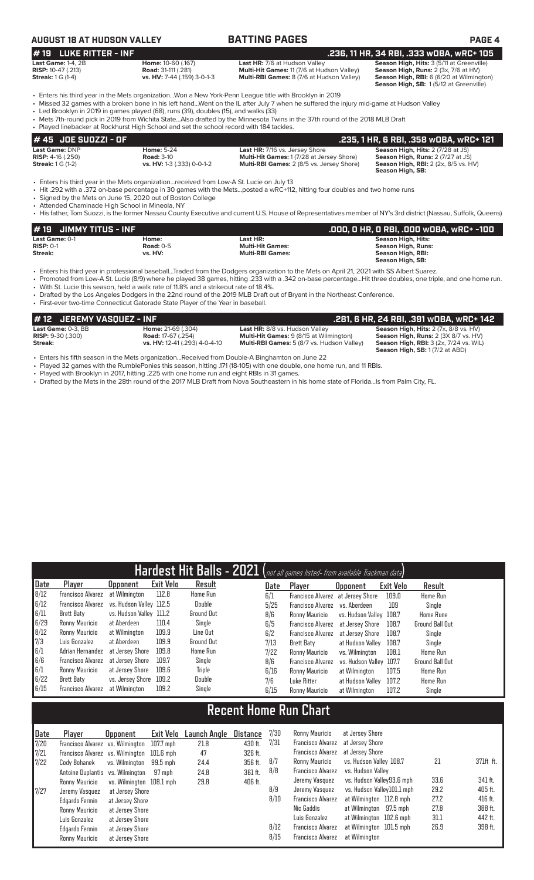## #19 LUKE RITTER - INF
**.236, 11 HR, 34 RBI, .333 wOBA, wRC+ 105**

**Last Game:** 1-4, 2B
**RISP:** 10-47 (.213)
**Streak:** 1 G (1-4)

**Home:** 10-60 (.167)
**Road:** 31-111 (.281)
**vs. HV:** 7-44 (.159) 3-0-1-3

**Last HR:** 7/6 at Hudson Valley
**Multi-Hit Games:** 11 (7/6 at Hudson Valley)
**Multi-RBI Games:** 8 (7/6 at Hudson Valley)

**Season High, Hits:** 3 (5/11 at Greenville)
**Season High, Runs:** 2 (3x, 7/6 at HV)
**Season High, RBI:** 6 (6/20 at Wilmington)
**Season High, SB:** 1 (5/12 at Greenville)

- Enters his third year in the Mets organization...Won a New York-Penn League title with Brooklyn in 2019
- Missed 32 games with a broken bone in his left hand...Went on the IL after July 7 when he suffered the injury mid-game at Hudson Valley
- Led Brooklyn in 2019 in games played (68), runs (39), doubles (15), and walks (33)
- Mets 7th-round pick in 2019 from Wichita State...Also drafted by the Minnesota Twins in the 37th round of the 2018 MLB Draft
- Played linebacker at Rockhurst High School and set the school record with 184 tackles.

## # 45 JOE SUOZZI - OF
**.235, 1 HR, 6 RBI, .358 wOBA, wRC+ 121**

**Last Game:** DNP
**RISP:** 4-16 (.250)
**Streak:** 1 G (1-2)

**Home:** 5-24
**Road:** 3-10
**vs. HV:** 1-3 (.333) 0-0-1-2

**Last HR:** 7/16 vs. Jersey Shore
**Multi-Hit Games:** 1 (7/28 at Jersey Shore)
**Multi-RBI Games:** 2 (8/5 vs. Jersey Shore)

**Season High, Hits:** 2 (7/28 at JS)
**Season High, Runs:** 2 (7/27 at JS)
**Season High, RBI:** 2 (2x, 8/5 vs. HV)
**Season High, SB:**

- Enters his third year in the Mets organization...received from Low-A St. Lucie on July 13
- Hit .292 with a .372 on-base percentage in 30 games with the Mets...posted a wRC+112, hitting four doubles and two home runs
- Signed by the Mets on June 15, 2020 out of Boston College
- Attended Chaminade High School in Mineola, NY
- His father, Tom Suozzi, is the former Nassau County Executive and current U.S. House of Representatives member of NY's 3rd district (Nassau, Suffolk, Queens)

## # 19 JIMMY TITUS - INF
**.000, 0 HR, 0 RBI, .000 wOBA, wRC+ -100**

**Last Game:** 0-1
**RISP:** 0-1
**Streak:**

**Home:**
**Road:** 0-5
**vs. HV:**

**Last HR:**
**Multi-Hit Games:**
**Multi-RBI Games:**

**Season High, Hits:**
**Season High, Runs:**
**Season High, RBI:**
**Season High, SB:**

- Enters his third year in professional baseball...Traded from the Dodgers organization to the Mets on April 21, 2021 with SS Albert Suarez.
- Promoted from Low-A St. Lucie (8/9) where he played 38 games, hitting .233 with a .342 on-base percentage...Hit three doubles, one triple, and one home run.
- With St. Lucie this season, held a walk rate of 11.8% and a strikeout rate of 18.4%.
- Drafted by the Los Angeles Dodgers in the 22nd round of the 2019 MLB Draft out of Bryant in the Northeast Conference.
- First-ever two-time Connecticut Gatorade State Player of the Year in baseball.

## # 12 JEREMY VASQUEZ - INF
**.281, 6 HR, 24 RBI, .391 wOBA, wRC+ 142**

**Last Game:** 0-3, BB
**RISP:** 9-30 (.300)
**Streak:**

**Home:** 21-69 (.304)
**Road:** 17-67 (.254)
**vs. HV:** 12-41 (.293) 4-0-4-10

**Last HR:** 8/8 vs. Hudson Valley
**Multi-Hit Games:** 9 (8/15 at Wilmington)
**Multi-RBI Games:** 5 (8/7 vs. Hudson Valley)

**Season High, Hits:** 2 (7x, 8/8 vs. HV)
**Season High, Runs:** 2 (3X 8/7 vs. HV)
**Season High, RBI:** 3 (2x, 7/24 vs. WIL)
**Season High, SB:** 1 (7/2 at ABD)

- Enters his fifth season in the Mets organization...Received from Double-A Binghamton on June 22
- Played 32 games with the RumblePonies this season, hitting .171 (18-105) with one double, one home run, and 11 RBIs.
- Played with Brooklyn in 2017, hitting .225 with one home run and eight RBIs in 31 games.
- Drafted by the Mets in the 28th round of the 2017 MLB Draft from Nova Southeastern in his home state of Florida...Is from Palm City, FL.

## Hardest Hit Balls - 2021 (not all games listed- from available Trackman data)

| Date | Player | Opponent | Exit Velo | Result |
|---|---|---|---|---|
| 8/12 | Francisco Alvarez | at Wilmington | 112.8 | Home Run |
| 6/12 | Francisco Alvarez | vs. Hudson Valley | 112.5 | Double |
| 6/11 | Brett Baty | vs. Hudson Valley | 111.2 | Ground Out |
| 6/29 | Ronny Mauricio | at Aberdeen | 110.4 | Single |
| 8/12 | Ronny Mauricio | at Wilmington | 109.9 | Line Out |
| 7/3 | Luis Gonzalez | at Aberdeen | 109.9 | Ground Out |
| 6/1 | Adrian Hernandez | at Jersey Shore | 109.8 | Home Run |
| 6/6 | Francisco Alvarez | at Jersey Shore | 109.7 | Single |
| 6/1 | Ronny Mauricio | at Jersey Shore | 109.6 | Triple |
| 6/22 | Brett Baty | vs. Jersey Shore | 109.2 | Double |
| 6/15 | Francisco Alvarez | at Wilmington | 109.2 | Single |
| 6/1 | Francisco Alvarez | at Jersey Shore | 109.0 | Home Run |
| 5/25 | Francisco Alvarez | vs. Aberdeen | 109 | Single |
| 8/6 | Ronny Mauricio | vs. Hudson Valley | 108.7 | Home Rune |
| 6/5 | Francisco Alvarez | at Jersey Shore | 108.7 | Ground Ball Out |
| 6/2 | Francisco Alvarez | at Jersey Shore | 108.7 | Single |
| 7/13 | Brett Baty | at Hudson Valley | 108.7 | Single |
| 7/22 | Ronny Mauricio | vs. Wilmington | 108.1 | Home Run |
| 8/6 | Francisco Alvarez | vs. Hudson Valley | 107.7 | Ground Ball Out |
| 6/16 | Ronny Mauricio | at Wilmington | 107.5 | Home Run |
| 7/6 | Luke Ritter | at Hudson Valley | 107.2 | Home Run |
| 6/15 | Ronny Mauricio | at Wilmington | 107.2 | Single |

## Recent Home Run Chart

| Date | Player | Opponent | Exit Velo | Launch Angle | Distance |
|---|---|---|---|---|---|
| 7/20 | Francisco Alvarez | vs. Wilmington | 107.7 mph | 21.8 | 430 ft. |
| 7/21 | Francisco Alvarez | vs. Wilmington | 101.6 mph | 47 | 326 ft. |
| 7/22 | Cody Bohanek | vs. Wilmington | 99.5 mph | 24.4 | 356 ft. |
| | Antoine Duplantis | vs. Wilmington | 97 mph | 24.8 | 361 ft. |
| | Ronny Mauricio | vs. Wilmington | 108.1 mph | 29.8 | 406 ft. |
| 7/27 | Jeremy Vasquez | at Jersey Shore | | | |
| | Edgardo Fermin | at Jersey Shore | | | |
| | Ronny Mauricio | at Jersey Shore | | | |
| | Luis Gonzalez | at Jersey Shore | | | |
| | Edgardo Fermin | at Jersey Shore | | | |
| | Ronny Mauricio | at Jersey Shore | | | |
| 7/30 | Ronny Mauricio | at Jersey Shore | | | |
| 7/31 | Francisco Alvarez | at Jersey Shore | | | |
| | Francisco Alvarez | at Jersey Shore | | | |
| 8/7 | Ronny Mauricio | vs. Hudson Valley | 108.7 | 21 | 371ft. ft. |
| 8/8 | Francisco Alvarez | vs. Hudson Valley | | | |
| | Jeremy Vasquez | vs. Hudson Valley | 93.6 mph | 33.6 | 341 ft. |
| 8/9 | Jeremy Vasquez | vs. Hudson Valley | 101.1 mph | 29.2 | 405 ft. |
| 8/10 | Francisco Alvarez | at Wilmington | 112.8 mph | 27.2 | 416 ft. |
| | Nic Gaddis | at Wilmington | 97.5 mph | 27.8 | 388 ft. |
| | Luis Gonzalez | at Wilmington | 102.6 mph | 31.1 | 442 ft. |
| 8/12 | Francisco Alvarez | at Wilmington | 101.5 mph | 26.9 | 398 ft. |
| 8/15 | Francisco Alvarez | at Wilmington | | | |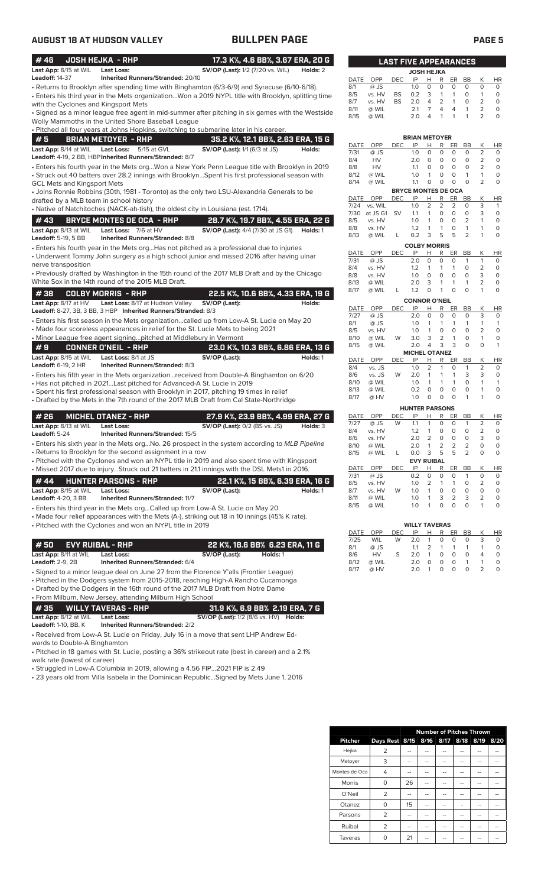## BULLPEN PAGE

### #46 JOSH HEJKA - RHP — 17.3 K%, 4.6 BB%, 3.67 ERA, 20 G

**Last App:** 8/15 at WIL **Last Loss:** **SV/OP (Last):** 1/2 (7/20 vs. WIL) **Holds:** 2
**Leadoff:** 14-37 **Inherited Runners/Stranded:** 20/10

- Returns to Brooklyn after spending time with Binghamton (6/3-6/9) and Syracuse (6/10-6/18).
- Enters his third year in the Mets organization...Won a 2019 NYPL title with Brooklyn, splitting time with the Cyclones and Kingsport Mets
- Signed as a minor league free agent in mid-summer after pitching in six games with the Westside Wolly Mammoths in the United Shore Baseball League
- Pitched all four years at Johns Hopkins, switching to submarine later in his career.

### #5 BRIAN METOYER - RHP — 35.2 K%, 12.1 BB%, 2.63 ERA, 15 G

**Last App:** 8/14 at WIL **Last Loss:** 5/15 at GVL **SV/OP (Last):** 1/1 (6/3 at JS) **Holds:**
**Leadoff:** 4-19, 2 BB, HBP **Inherited Runners/Stranded:** 8/7

- Enters his fourth year in the Mets org...Won a New York Penn League title with Brooklyn in 2019
- Struck out 40 batters over 28.2 innings with Brooklyn...Spent his first professional season with GCL Mets and Kingsport Mets
- Joins Ronnie Robbins (30th, 1981 - Toronto) as the only two LSU-Alexandria Generals to be drafted by a MLB team in school history
- Native of Natchitoches (NACK-ah-tish), the oldest city in Louisiana (est. 1714).

### #43 BRYCE MONTES DE OCA - RHP — 28.7 K%, 19.7 BB%, 4.55 ERA, 22 G

**Last App:** 8/13 at WIL **Last Loss:** 7/6 at HV **SV/OP (Last):** 4/4 (7/30 at JS G1) **Holds:** 1
**Leadoff:** 5-19, 5 BB **Inherited Runners/Stranded:** 8/8

- Enters his fourth year in the Mets org...Has not pitched as a professional due to injuries
- Underwent Tommy John surgery as a high school junior and missed 2016 after having ulnar nerve transposition
- Previously drafted by Washington in the 15th round of the 2017 MLB Draft and by the Chicago White Sox in the 14th round of the 2015 MLB Draft.

### #38 COLBY MORRIS - RHP — 22.5 K%, 10.6 BB%, 4.33 ERA, 19 G

**Last App:** 8/17 at HV **Last Loss:** 8/17 at Hudson Valley **SV/OP (Last):** **Holds:**
**Leadoff:** 8-27, 3B, 3 BB, 3 HBP **Inherited Runners/Stranded:** 8/3

- Enters his first season in the Mets organization...called up from Low-A St. Lucie on May 20
- Made four scoreless appearances in relief for the St. Lucie Mets to being 2021
- Minor League free agent signing...pitched at Middlebury in Vermont

### #9 CONNER O'NEIL - RHP — 23.0 K%, 10.3 BB%, 6.86 ERA, 13 G

**Last App:** 8/15 at WIL **Last Loss:** 8/1 at JS **SV/OP (Last):** **Holds:** 1
**Leadoff:** 6-19, 2 HR **Inherited Runners/Stranded:** 8/3

- Enters his fifth year in the Mets organization...received from Double-A Binghamton on 6/20
- Has not pitched in 2021...Last pitched for Advanced-A St. Lucie in 2019
- Spent his first professional season with Brooklyn in 2017, pitching 19 times in relief
- Drafted by the Mets in the 7th round of the 2017 MLB Draft from Cal State-Northridge

### #26 MICHEL OTANEZ - RHP — 27.9 K%, 23.9 BB%, 4.99 ERA, 27 G

**Last App:** 8/13 at WIL **Last Loss:** **SV/OP (Last):** 0/2 (BS vs. JS) **Holds:** 3
**Leadoff:** 5-24 **Inherited Runners/Stranded:** 15/5

- Enters his sixth year in the Mets org...No. 26 prospect in the system according to *MLB Pipeline*
- Returns to Brooklyn for the second assignment in a row
- Pitched with the Cyclones and won an NYPL title in 2019 and also spent time with Kingsport
- Missed 2017 due to injury...Struck out 21 batters in 21.1 innings with the DSL Mets1 in 2016.

### #44 HUNTER PARSONS - RHP — 22.1 K%, 15 BB%, 6.39 ERA, 16 G

**Last App:** 8/15 at WIL **Last Loss:** **SV/OP (Last):** **Holds:** 1
**Leadoff:** 4-20, 3 BB **Inherited Runners/Stranded:** 11/7

- Enters his third year in the Mets org...Called up from Low-A St. Lucie on May 20
- Made four relief appearances with the Mets (A-), striking out 18 in 10 innings (45% K rate).
- Pitched with the Cyclones and won an NYPL title in 2019

### #50 EVY RUIBAL - RHP — 22 K%, 18.6 BB% 6.23 ERA, 11 G

**Last App:** 8/11 at WIL **Last Loss:** **SV/OP (Last):** **Holds:** 1
**Leadoff:** 2-9, 2B **Inherited Runners/Stranded:** 6/4

- Signed to a minor league deal on June 27 from the Florence Y'alls (Frontier League)
- Pitched in the Dodgers system from 2015-2018, reaching High-A Rancho Cucamonga
- Drafted by the Dodgers in the 16th round of the 2017 MLB Draft from Notre Dame
- From Milburn, New Jersey, attending Milburn High School

### #35 WILLY TAVERAS - RHP — 31.9 K%, 6.9 BB% 2.19 ERA, 7 G

**Last App:** 8/12 at WIL **Last Loss:** **SV/OP (Last):** 1/2 (8/6 vs. HV) **Holds:**
**Leadoff:** 1-10, BB, K **Inherited Runners/Stranded:** 2/2

- Received from Low-A St. Lucie on Friday, July 16 in a move that sent LHP Andrew Edwards to Double-A Binghamton
- Pitched in 18 games with St. Lucie, posting a 36% strikeout rate (best in career) and a 2.1% walk rate (lowest of career)
- Struggled in Low-A Columbia in 2019, allowing a 4.56 FIP...2021 FIP is 2.49
- 23 years old from Villa Isabela in the Dominican Republic...Signed by Mets June 1, 2016

## LAST FIVE APPEARANCES

**JOSH HEJKA**

| DATE | OPP | DEC | IP | H | R | ER | BB | K | HR |
|---|---|---|---|---|---|---|---|---|---|
| 8/1 | @ JS | | 1.0 | 0 | 0 | 0 | 0 | 0 | 0 |
| 8/5 | vs. HV | BS | 0.2 | 3 | 1 | 1 | 0 | 1 | 0 |
| 8/7 | vs. HV | BS | 2.0 | 4 | 2 | 1 | 0 | 2 | 0 |
| 8/11 | @ WIL | | 2.1 | 7 | 4 | 4 | 1 | 2 | 0 |
| 8/15 | @ WIL | | 2.0 | 4 | 1 | 1 | 1 | 2 | 0 |

**BRIAN METOYER**

| DATE | OPP | DEC | IP | H | R | ER | BB | K | HR |
|---|---|---|---|---|---|---|---|---|---|
| 7/31 | @ JS | | 1.0 | 0 | 0 | 0 | 0 | 2 | 0 |
| 8/4 | HV | | 2.0 | 0 | 0 | 0 | 0 | 2 | 0 |
| 8/8 | HV | | 1.1 | 0 | 0 | 0 | 0 | 2 | 0 |
| 8/12 | @ WIL | | 1.0 | 1 | 0 | 0 | 1 | 1 | 0 |
| 8/14 | @ WIL | | 1.1 | 0 | 0 | 0 | 0 | 2 | 0 |

**BRYCE MONTES DE OCA**

| DATE | OPP | DEC | IP | H | R | ER | BB | K | HR |
|---|---|---|---|---|---|---|---|---|---|
| 7/24 | vs. WIL | | 1.0 | 2 | 2 | 2 | 0 | 3 | 1 |
| 7/30 | at JS G1 | SV | 1.1 | 1 | 0 | 0 | 0 | 3 | 0 |
| 8/5 | vs. HV | | 1.0 | 1 | 0 | 0 | 2 | 1 | 0 |
| 8/8 | vs. HV | | 1.2 | 1 | 1 | 0 | 1 | 1 | 0 |
| 8/13 | @ WIL | L | 0.2 | 3 | 5 | 5 | 2 | 1 | 0 |

**COLBY MORRIS**

| DATE | OPP | DEC | IP | H | R | ER | BB | K | HR |
|---|---|---|---|---|---|---|---|---|---|
| 7/31 | @ JS | | 2.0 | 0 | 0 | 0 | 1 | 1 | 0 |
| 8/4 | vs. HV | | 1.2 | 1 | 1 | 1 | 0 | 2 | 0 |
| 8/8 | vs. HV | | 1.0 | 0 | 0 | 0 | 0 | 3 | 0 |
| 8/13 | @ WIL | | 2.0 | 3 | 1 | 1 | 1 | 2 | 0 |
| 8/17 | @ WIL | L | 1.2 | 0 | 1 | 0 | 0 | 1 | 0 |

**CONNOR O'NEIL**

| DATE | OPP | DEC | IP | H | R | ER | BB | K | HR |
|---|---|---|---|---|---|---|---|---|---|
| 7/27 | @ JS | | 2.0 | 0 | 0 | 0 | 0 | 3 | 0 |
| 8/1 | @ JS | | 1.0 | 1 | 1 | 1 | 1 | 1 | 1 |
| 8/5 | vs. HV | | 1.0 | 1 | 0 | 0 | 0 | 2 | 0 |
| 8/10 | @ WIL | W | 3.0 | 3 | 2 | 1 | 0 | 1 | 0 |
| 8/15 | @ WIL | | 2.0 | 4 | 3 | 3 | 0 | 0 | 1 |

**MICHEL OTANEZ**

| DATE | OPP | DEC | IP | H | R | ER | BB | K | HR |
|---|---|---|---|---|---|---|---|---|---|
| 8/4 | vs. JS | | 1.0 | 2 | 1 | 0 | 1 | 2 | 0 |
| 8/6 | vs. JS | W | 2.0 | 1 | 1 | 1 | 3 | 3 | 0 |
| 8/10 | @ WIL | | 1.0 | 1 | 1 | 1 | 0 | 1 | 1 |
| 8/13 | @ WIL | | 0.2 | 0 | 0 | 0 | 0 | 1 | 0 |
| 8/17 | @ HV | | 1.0 | 0 | 0 | 0 | 1 | 1 | 0 |

**HUNTER PARSONS**

| DATE | OPP | DEC | IP | H | R | ER | BB | K | HR |
|---|---|---|---|---|---|---|---|---|---|
| 7/27 | @ JS | W | 1.1 | 1 | 0 | 0 | 1 | 2 | 0 |
| 8/4 | vs. HV | | 1.2 | 1 | 0 | 0 | 0 | 2 | 0 |
| 8/6 | vs. HV | | 2.0 | 2 | 0 | 0 | 0 | 3 | 0 |
| 8/10 | @ WIL | | 2.0 | 1 | 2 | 2 | 2 | 0 | 0 |
| 8/15 | @ WIL | L | 0.0 | 3 | 5 | 5 | 2 | 0 | 0 |

**EVY RUIBAL**

| DATE | OPP | DEC | IP | H | R | ER | BB | K | HR |
|---|---|---|---|---|---|---|---|---|---|
| 7/31 | @ JS | | 0.2 | 0 | 0 | 0 | 1 | 0 | 0 |
| 8/5 | vs. HV | | 1.0 | 2 | 1 | 1 | 0 | 2 | 0 |
| 8/7 | vs. HV | W | 1.0 | 1 | 0 | 0 | 0 | 0 | 0 |
| 8/11 | @ WIL | | 1.0 | 1 | 3 | 2 | 3 | 2 | 0 |
| 8/15 | @ WIL | | 1.0 | 1 | 0 | 0 | 0 | 1 | 0 |

**WILLY TAVERAS**

| DATE | OPP | DEC | IP | H | R | ER | BB | K | HR |
|---|---|---|---|---|---|---|---|---|---|
| 7/25 | WIL | W | 2.0 | 1 | 0 | 0 | 0 | 3 | 0 |
| 8/1 | @ JS | | 1.1 | 2 | 1 | 1 | 1 | 1 | 0 |
| 8/6 | HV | S | 2.0 | 1 | 0 | 0 | 0 | 4 | 0 |
| 8/12 | @ WIL | | 2.0 | 0 | 0 | 0 | 1 | 1 | 0 |
| 8/17 | @ HV | | 2.0 | 1 | 0 | 0 | 0 | 2 | 0 |

| | | Number of Pitches Thrown | | | | | | |
|---|---|---|---|---|---|---|---|---|
| **Pitcher** | **Days Rest** | **8/15** | **8/16** | **8/17** | **8/18** | **8/19** | **8/20** |
| Hejka | 2 | -- | -- | -- | -- | -- | -- |
| Metoyer | 3 | -- | -- | -- | -- | -- | -- |
| Montes de Oca | 4 | -- | -- | -- | -- | -- | -- |
| Morris | 0 | 26 | -- | -- | -- | -- | -- |
| O'Neil | 2 | -- | -- | -- | -- | -- | -- |
| Otanez | 0 | 15 | -- | -- | - | -- | -- |
| Parsons | 2 | -- | -- | -- | -- | -- | -- |
| Ruibal | 2 | -- | -- | -- | -- | -- | -- |
| Taveras | 0 | 21 | -- | -- | -- | -- | -- |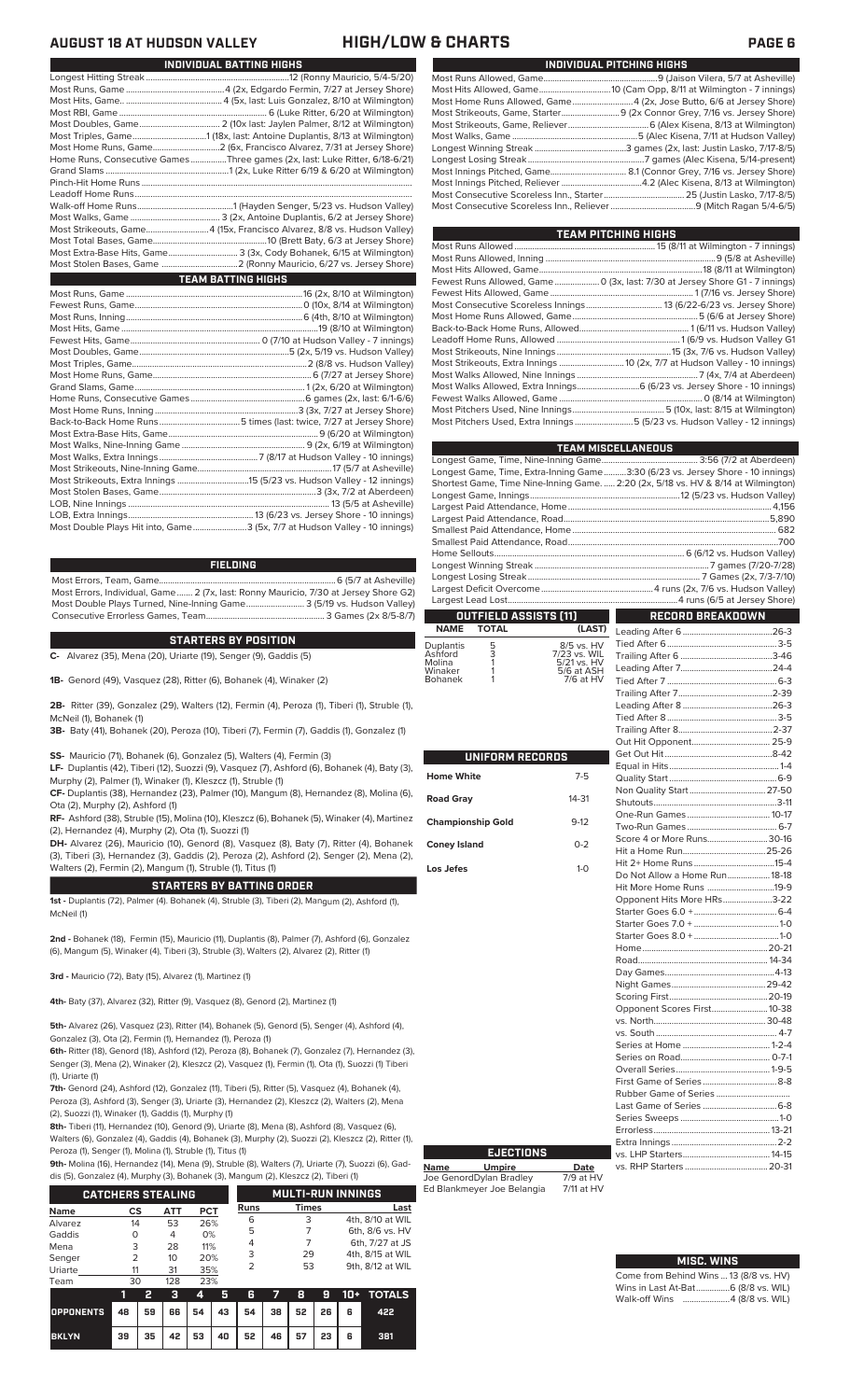# AUGUST 18 AT HUDSON VALLEY — HIGH/LOW & CHARTS

## INDIVIDUAL BATTING HIGHS

| | |
|---|---|
| Longest Hitting Streak | 12 (Ronny Mauricio, 5/4-5/20) |
| Most Runs, Game | 4 (2x, Edgardo Fermin, 7/27 at Jersey Shore) |
| Most Hits, Game | 4 (5x, last: Luis Gonzalez, 8/10 at Wilmington) |
| Most RBI, Game | 6 (Luke Ritter, 6/20 at Wilmington) |
| Most Doubles, Game | 2 (10x last: Jaylen Palmer, 8/12 at Wilmington) |
| Most Triples, Game | 1 (18x, last: Antoine Duplantis, 8/13 at Wilmington) |
| Most Home Runs, Game | 2 (6x, Francisco Alvarez, 7/31 at Jersey Shore) |
| Home Runs, Consecutive Games | Three games (2x, last: Luke Ritter, 6/18-6/21) |
| Grand Slams | 1 (2x, Luke Ritter 6/19 & 6/20 at Wilmington) |
| Pinch-Hit Home Runs | |
| Leadoff Home Runs | |
| Walk-off Home Runs | 1 (Hayden Senger, 5/23 vs. Hudson Valley) |
| Most Walks, Game | 3 (2x, Antoine Duplantis, 6/2 at Jersey Shore) |
| Most Strikeouts, Game | 4 (15x, Francisco Alvarez, 8/8 vs. Hudson Valley) |
| Most Total Bases, Game | 10 (Brett Baty, 6/3 at Jersey Shore) |
| Most Extra-Base Hits, Game | 3 (3x, Cody Bohanek, 6/15 at Wilmington) |
| Most Stolen Bases, Game | 2 (Ronny Mauricio, 6/27 vs. Jersey Shore) |

## TEAM BATTING HIGHS

| | |
|---|---|
| Most Runs, Game | 16 (2x, 8/10 at Wilmington) |
| Fewest Runs, Game | 0 (10x, 8/14 at Wilmington) |
| Most Runs, Inning | 6 (4th, 8/10 at Wilmington) |
| Most Hits, Game | 19 (8/10 at Wilmington) |
| Fewest Hits, Game | 0 (7/10 at Hudson Valley - 7 innings) |
| Most Doubles, Game | 5 (2x, 5/19 vs. Hudson Valley) |
| Most Triples, Game | 2 (8/8 vs. Hudson Valley) |
| Most Home Runs, Game | 6 (7/27 at Jersey Shore) |
| Grand Slams, Game | 1 (2x, 6/20 at Wilmington) |
| Home Runs, Consecutive Games | 6 games (2x, last: 6/1-6/6) |
| Most Home Runs, Inning | 3 (3x, 7/27 at Jersey Shore) |
| Back-to-Back Home Runs | 5 times (last: twice, 7/27 at Jersey Shore) |
| Most Extra-Base Hits, Game | 9 (6/20 at Wilmington) |
| Most Walks, Nine-Inning Game | 9 (2x, 6/19 at Wilmington) |
| Most Walks, Extra Innings | 7 (8/17 at Hudson Valley - 10 innings) |
| Most Strikeouts, Nine-Inning Game | 17 (5/7 at Asheville) |
| Most Strikeouts, Extra Innings | 15 (5/23 vs. Hudson Valley - 12 innings) |
| Most Stolen Bases, Game | 3 (3x, 7/2 at Aberdeen) |
| LOB, Nine Innings | 13 (5/5 at Asheville) |
| LOB, Extra Innings | 13 (6/23 vs. Jersey Shore - 10 innings) |
| Most Double Plays Hit into, Game | 3 (5x, 7/7 at Hudson Valley - 10 innings) |

## FIELDING

| | |
|---|---|
| Most Errors, Team, Game | 6 (5/7 at Asheville) |
| Most Errors, Individual, Game | 2 (7x, last: Ronny Mauricio, 7/30 at Jersey Shore G2) |
| Most Double Plays Turned, Nine-Inning Game | 3 (5/19 vs. Hudson Valley) |
| Consecutive Errorless Games, Team | 3 Games (2x 8/5-8/7) |

## STARTERS BY POSITION

**C-** Alvarez (35), Mena (20), Uriarte (19), Senger (9), Gaddis (5)

**1B-** Genord (49), Vasquez (28), Ritter (6), Bohanek (4), Winaker (2)

**2B-** Ritter (39), Gonzalez (29), Walters (12), Fermin (4), Peroza (1), Tiberi (1), Struble (1), McNeil (1), Bohanek (1)

**3B-** Baty (41), Bohanek (20), Peroza (10), Tiberi (7), Fermin (7), Gaddis (1), Gonzalez (1)

**SS-** Mauricio (71), Bohanek (6), Gonzalez (5), Walters (4), Fermin (3)

**LF-** Duplantis (42), Tiberi (12), Suozzi (9), Vasquez (7), Ashford (6), Bohanek (4), Baty (3), Murphy (2), Palmer (1), Winaker (1), Kleszcz (1), Struble (1)

**CF-** Duplantis (38), Hernandez (23), Palmer (10), Mangum (8), Hernandez (8), Molina (6), Ota (2), Murphy (2), Ashford (1)

**RF-** Ashford (38), Struble (15), Molina (10), Kleszcz (6), Bohanek (5), Winaker (4), Martinez (2), Hernandez (4), Murphy (2), Ota (1), Suozzi (1)

**DH-** Alvarez (26), Mauricio (10), Genord (8), Vasquez (8), Baty (7), Ritter (4), Bohanek (3), Tiberi (3), Hernandez (3), Gaddis (2), Peroza (2), Ashford (2), Senger (2), Mena (2), Walters (2), Fermin (2), Mangum (1), Struble (1), Titus (1)

## STARTERS BY BATTING ORDER

**1st -** Duplantis (72), Palmer (4). Bohanek (4), Struble (3), Tiberi (2), Mangum (2), Ashford (1), McNeil (1)

**2nd -** Bohanek (18), Fermin (15), Mauricio (11), Duplantis (8), Palmer (7), Ashford (6), Gonzalez (6), Mangum (5), Winaker (4), Tiberi (3), Struble (3), Walters (2), Alvarez (2), Ritter (1)

**3rd -** Mauricio (72), Baty (15), Alvarez (1), Martinez (1)

**4th-** Baty (37), Alvarez (32), Ritter (9), Vasquez (8), Genord (2), Martinez (1)

**5th-** Alvarez (26), Vasquez (23), Ritter (14), Bohanek (5), Genord (5), Senger (4), Ashford (4), Gonzalez (3), Ota (2), Fermin (1), Hernandez (1), Peroza (1)

**6th-** Ritter (18), Genord (18), Ashford (12), Peroza (8), Bohanek (7), Gonzalez (7), Hernandez (3), Senger (3), Mena (2), Winaker (2), Kleszcz (2), Vasquez (1), Fermin (1), Ota (1), Suozzi (1) Tiberi (1), Uriarte (1)

**7th-** Genord (24), Ashford (12), Gonzalez (11), Tiberi (5), Ritter (5), Vasquez (4), Bohanek (4), Peroza (3), Ashford (3), Senger (3), Uriarte (3), Hernandez (2), Kleszcz (2), Walters (2), Mena (2), Suozzi (1), Winaker (1), Gaddis (1), Murphy (1)

**8th-** Tiberi (11), Hernandez (10), Genord (9), Uriarte (8), Mena (8), Ashford (8), Vasquez (6), Walters (6), Gonzalez (4), Gaddis (4), Bohanek (3), Murphy (2), Suozzi (2), Kleszcz (2), Ritter (1), Peroza (1), Senger (1), Molina (1), Struble (1), Titus (1)

**9th-** Molina (16), Hernandez (14), Mena (9), Struble (8), Walters (7), Uriarte (7), Suozzi (6), Gaddis (5), Gonzalez (4), Murphy (3), Bohanek (3), Mangum (2), Kleszcz (2), Tiberi (1)

## CATCHERS STEALING

| Name | CS | ATT | PCT |
|---|---|---|---|
| Alvarez | 14 | 53 | 26% |
| Gaddis | 0 | 4 | 0% |
| Mena | 3 | 28 | 11% |
| Senger | 2 | 10 | 20% |
| Uriarte | 11 | 31 | 35% |
| Team | 30 | 128 | 23% |

## MULTI-RUN INNINGS

| Runs | Times | Last |
|---|---|---|
| 6 | 3 | 4th, 8/10 at WIL |
| 5 | 7 | 6th, 8/6 vs. HV |
| 4 | 7 | 6th, 7/27 at JS |
| 3 | 29 | 4th, 8/15 at WIL |
| 2 | 53 | 9th, 8/12 at WIL |

| | 1 | 2 | 3 | 4 | 5 | 6 | 7 | 8 | 9 | 10+ | TOTALS |
|---|---|---|---|---|---|---|---|---|---|---|---|
| OPPONENTS | 48 | 59 | 66 | 54 | 43 | 54 | 38 | 52 | 26 | 6 | 422 |
| BKLYN | 39 | 35 | 42 | 53 | 40 | 52 | 46 | 57 | 23 | 6 | 381 |

## INDIVIDUAL PITCHING HIGHS

| | |
|---|---|
| Most Runs Allowed, Game | 9 (Jaison Vilera, 5/7 at Asheville) |
| Most Hits Allowed, Game | 10 (Cam Opp, 8/11 at Wilmington - 7 innings) |
| Most Home Runs Allowed, Game | 4 (2x, Jose Butto, 6/6 at Jersey Shore) |
| Most Strikeouts, Game, Starter | 9 (2x Connor Grey, 7/16 vs. Jersey Shore) |
| Most Strikeouts, Game, Reliever | 6 (Alex Kisena, 8/13 at Wilmington) |
| Most Walks, Game | 5 (Alec Kisena, 7/11 at Hudson Valley) |
| Longest Winning Streak | 3 games (2x, last: Justin Lasko, 7/17-8/5) |
| Longest Losing Streak | 7 games (Alec Kisena, 5/14-present) |
| Most Innings Pitched, Game | 8.1 (Connor Grey, 7/16 vs. Jersey Shore) |
| Most Innings Pitched, Reliever | 4.2 (Alec Kisena, 8/13 at Wilmington) |
| Most Consecutive Scoreless Inn., Starter | 25 (Justin Lasko, 7/17-8/5) |
| Most Consecutive Scoreless Inn., Reliever | 9 (Mitch Ragan 5/4-6/5) |

## TEAM PITCHING HIGHS

| | |
|---|---|
| Most Runs Allowed | 15 (8/11 at Wilmington - 7 innings) |
| Most Runs Allowed, Inning | 9 (5/8 at Asheville) |
| Most Hits Allowed, Game | 18 (8/11 at Wilmington) |
| Fewest Runs Allowed, Game | 0 (3x, last: 7/30 at Jersey Shore G1 - 7 innings) |
| Fewest Hits Allowed, Game | 1 (7/16 vs. Jersey Shore) |
| Most Consecutive Scoreless Innings | 13 (6/22-6/23 vs. Jersey Shore) |
| Most Home Runs Allowed, Game | 5 (6/6 at Jersey Shore) |
| Back-to-Back Home Runs, Allowed | 1 (6/11 vs. Hudson Valley) |
| Leadoff Home Runs Allowed | 1 (6/9 vs. Hudson Valley G1 |
| Most Strikeouts, Nine Innings | 15 (3x, 7/6 vs. Hudson Valley) |
| Most Strikeouts, Extra Innings | 10 (2x, 7/7 at Hudson Valley - 10 innings) |
| Most Walks Allowed, Nine Innings | 7 (4x, 7/4 at Aberdeen) |
| Most Walks Allowed, Extra Innings | 6 (6/23 vs. Jersey Shore - 10 innings) |
| Fewest Walks Allowed, Game | 0 (8/14 at Wilmington) |
| Most Pitchers Used, Nine Innings | 5 (10x, last: 8/15 at Wilmington) |
| Most Pitchers Used, Extra Innings | 5 (5/23 vs. Hudson Valley - 12 innings) |

## TEAM MISCELLANEOUS

| | |
|---|---|
| Longest Game, Time, Nine-Inning Game | 3:56 (7/2 at Aberdeen) |
| Longest Game, Time, Extra-Inning Game | 3:30 (6/23 vs. Jersey Shore - 10 innings) |
| Shortest Game, Time, Nine-Inning Game | 2:20 (2x, 5/18 vs. HV & 8/14 at Wilmington) |
| Longest Game, Innings | 12 (5/23 vs. Hudson Valley) |
| Largest Paid Attendance, Home | 4,156 |
| Largest Paid Attendance, Road | 5,890 |
| Smallest Paid Attendance, Home | 682 |
| Smallest Paid Attendance, Road | 700 |
| Home Sellouts | 6 (6/12 vs. Hudson Valley) |
| Longest Winning Streak | 7 games (7/20-7/28) |
| Longest Losing Streak | 7 Games (2x, 7/3-7/10) |
| Largest Deficit Overcome | 4 runs (2x, 7/6 vs. Hudson Valley) |
| Largest Lead Lost | 4 runs (6/5 at Jersey Shore) |

## OUTFIELD ASSISTS (11)

| NAME | TOTAL | (LAST) |
|---|---|---|
| Duplantis | 5 | 8/5 vs. HV |
| Ashford | 3 | 7/23 vs. WIL |
| Molina | 1 | 5/21 vs. HV |
| Winaker | 1 | 5/6 at ASH |
| Bohanek | 1 | 7/6 at HV |

## UNIFORM RECORDS

| | |
|---|---|
| Home White | 7-5 |
| Road Gray | 14-31 |
| Championship Gold | 9-12 |
| Coney Island | 0-2 |
| Los Jefes | 1-0 |

## EJECTIONS

| Name | Umpire | Date |
|---|---|---|
| Joe Genord | Dylan Bradley | 7/9 at HV |
| Ed Blankmeyer | Joe Belangia | 7/11 at HV |

## RECORD BREAKDOWN

| | |
|---|---|
| Leading After 6 | 26-3 |
| Tied After 6 | 3-5 |
| Trailing After 6 | 3-46 |
| Leading After 7 | 24-4 |
| Tied After 7 | 6-3 |
| Trailing After 7 | 2-39 |
| Leading After 8 | 26-3 |
| Tied After 8 | 3-5 |
| Trailing After 8 | 2-37 |
| Out Hit Opponent | 25-9 |
| Get Out Hit | 8-42 |
| Equal in Hits | 1-4 |
| Quality Start | 6-9 |
| Non Quality Start | 27-50 |
| Shutouts | 3-11 |
| One-Run Games | 10-17 |
| Two-Run Games | 6-7 |
| Score 4 or More Runs | 30-16 |
| Hit a Home Run | 25-26 |
| Hit 2+ Home Runs | 15-4 |
| Do Not Allow a Home Run | 18-18 |
| Hit More Home Runs | 19-9 |
| Opponent Hits More HRs | 3-22 |
| Starter Goes 6.0 + | 6-4 |
| Starter Goes 7.0 + | 1-0 |
| Starter Goes 8.0 + | 1-0 |
| Home | 20-21 |
| Road | 14-34 |
| Day Games | 4-13 |
| Night Games | 29-42 |
| Scoring First | 20-19 |
| Opponent Scores First | 10-38 |
| vs. North | 30-48 |
| vs. South | 4-7 |
| Series at Home | 1-2-4 |
| Series on Road | 0-7-1 |
| Overall Series | 1-9-5 |
| First Game of Series | 8-8 |
| Rubber Game of Series | |
| Last Game of Series | 6-8 |
| Series Sweeps | 1-0 |
| Errorless | 13-21 |
| Extra Innings | 2-2 |
| vs. LHP Starters | 14-15 |
| vs. RHP Starters | 20-31 |

## MISC. WINS

| | |
|---|---|
| Come from Behind Wins | 13 (8/8 vs. HV) |
| Wins in Last At-Bat | 6 (8/8 vs. WIL) |
| Walk-off Wins | 4 (8/8 vs. WIL) |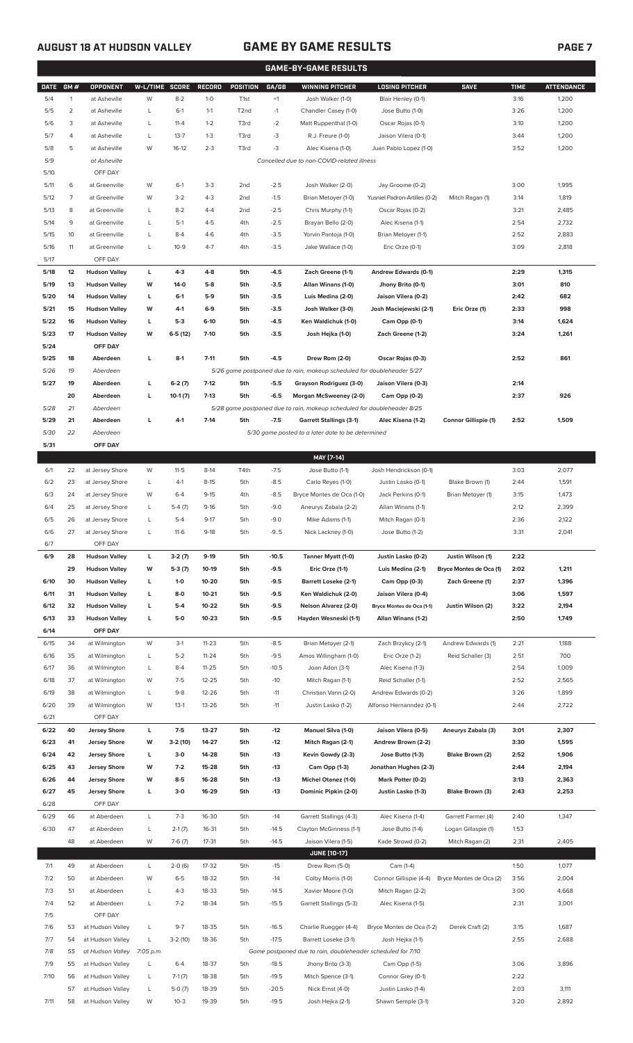# GAME BY GAME RESULTS

## GAME-BY-GAME RESULTS

| DATE | GM # | OPPONENT | W-L/TIME | SCORE | RECORD | POSITION | GA/GB | WINNING PITCHER | LOSING PITCHER | SAVE | TIME | ATTENDANCE |
|---|---|---|---|---|---|---|---|---|---|---|---|---|
| 5/4 | 1 | at Asheville | W | 8-2 | 1-0 | T1st | +1 | Josh Walker (1-0) | Blair Henley (0-1) | | 3:16 | 1,200 |
| 5/5 | 2 | at Asheville | L | 6-1 | 1-1 | T2nd | -1 | Chandler Casey (1-0) | Jose Butto (1-0) | | 3:26 | 1,200 |
| 5/6 | 3 | at Asheville | L | 11-4 | 1-2 | T3rd | -2 | Matt Ruppenthal (1-0) | Oscar Rojas (0-1) | | 3:10 | 1,200 |
| 5/7 | 4 | at Asheville | L | 13-7 | 1-3 | T3rd | -3 | R.J. Freure (1-0) | Jaison Vilera (0-1) | | 3:44 | 1,200 |
| 5/8 | 5 | at Asheville | W | 16-12 | 2-3 | T3rd | -3 | Alec Kisena (1-0) | Juan Pablo Lopez (1-0) | | 3:52 | 1,200 |
| 5/9 | | at Asheville | | | | | | Cancelled due to non-COVID-related illness | | | | |
| 5/10 | | OFF DAY | | | | | | | | | | |
| 5/11 | 6 | at Greenville | W | 6-1 | 3-3 | 2nd | -2.5 | Josh Walker (2-0) | Jay Groome (0-2) | | 3:00 | 1,995 |
| 5/12 | 7 | at Greenville | W | 3-2 | 4-3 | 2nd | -1.5 | Brian Metoyer (1-0) | Yusniel Padron-Artilles (0-2) | Mitch Ragan (1) | 3:14 | 1,819 |
| 5/13 | 8 | at Greenville | L | 8-2 | 4-4 | 2nd | -2.5 | Chris Murphy (1-1) | Oscar Rojas (0-2) | | 3:21 | 2,485 |
| 5/14 | 9 | at Greenville | L | 5-1 | 4-5 | 4th | -2.5 | Brayan Bello (2-0) | Alec Kisena (1-1) | | 2:54 | 2,732 |
| 5/15 | 10 | at Greenville | L | 8-4 | 4-6 | 4th | -3.5 | Yorvin Pantoja (1-0) | Brian Metoyer (1-1) | | 2:52 | 2,883 |
| 5/16 | 11 | at Greenville | L | 10-9 | 4-7 | 4th | -3.5 | Jake Wallace (1-0) | Eric Orze (0-1) | | 3:09 | 2,818 |
| 5/17 | | OFF DAY | | | | | | | | | | |
| **5/18** | **12** | **Hudson Valley** | **L** | **4-3** | **4-8** | **5th** | **-4.5** | **Zach Greene (1-1)** | **Andrew Edwards (0-1)** | | **2:29** | **1,315** |
| **5/19** | **13** | **Hudson Valley** | **W** | **14-0** | **5-8** | **5th** | **-3.5** | **Allan Winans (1-0)** | **Jhony Brito (0-1)** | | **3:01** | **810** |
| **5/20** | **14** | **Hudson Valley** | **L** | **6-1** | **5-9** | **5th** | **-3.5** | **Luis Medina (2-0)** | **Jaison Vilera (0-2)** | | **2:42** | **682** |
| **5/21** | **15** | **Hudson Valley** | **W** | **4-1** | **6-9** | **5th** | **-3.5** | **Josh Walker (3-0)** | **Josh Maciejewski (2-1)** | **Eric Orze (1)** | **2:33** | **998** |
| **5/22** | **16** | **Hudson Valley** | **L** | **5-3** | **6-10** | **5th** | **-4.5** | **Ken Waldichuk (1-0)** | **Cam Opp (0-1)** | | **3:14** | **1,624** |
| **5/23** | **17** | **Hudson Valley** | **W** | **6-5 (12)** | **7-10** | **5th** | **-3.5** | **Josh Hejka (1-0)** | **Zach Greene (1-2)** | | **3:24** | **1,261** |
| **5/24** | | **OFF DAY** | | | | | | | | | | |
| **5/25** | **18** | **Aberdeen** | **L** | **8-1** | **7-11** | **5th** | **-4.5** | **Drew Rom (2-0)** | **Oscar Rojas (0-3)** | | **2:52** | **861** |
| 5/26 | 19 | Aberdeen | | | | | | 5/26 game postponed due to rain, makeup scheduled for doubleheader 5/27 | | | | |
| **5/27** | **19** | **Aberdeen** | **L** | **6-2 (7)** | **7-12** | **5th** | **-5.5** | **Grayson Rodriguez (3-0)** | **Jaison Vilera (0-3)** | | **2:14** | |
| | **20** | **Aberdeen** | **L** | **10-1 (7)** | **7-13** | **5th** | **-6.5** | **Morgan McSweeney (2-0)** | **Cam Opp (0-2)** | | **2:37** | **926** |
| 5/28 | 21 | Aberdeen | | | | | | 5/28 game postponed due to rain, makeup scheduled for doubleheader 8/25 | | | | |
| **5/29** | **21** | **Aberdeen** | **L** | **4-1** | **7-14** | **5th** | **-7.5** | **Garrett Stallings (3-1)** | **Alec Kisena (1-2)** | **Connor Gillispie (1)** | **2:52** | **1,509** |
| 5/30 | 22 | Aberdeen | | | | | | 5/30 game posted to a later date to be determined | | | | |
| **5/31** | | **OFF DAY** | | | | | | | | | | |
| | | | | | | | | **MAY [7-14]** | | | | |
| 6/1 | 22 | at Jersey Shore | W | 11-5 | 8-14 | T4th | -7.5 | Jose Butto (1-1) | Josh Hendrickson (0-1) | | 3:03 | 2,077 |
| 6/2 | 23 | at Jersey Shore | L | 4-1 | 8-15 | 5th | -8.5 | Carlo Reyes (1-0) | Justin Lasko (0-1) | Blake Brown (1) | 2:44 | 1,591 |
| 6/3 | 24 | at Jersey Shore | W | 6-4 | 9-15 | 4th | -8.5 | Bryce Montes de Oca (1-0) | Jack Perkins (0-1) | Brian Metoyer (1) | 3:15 | 1,473 |
| 6/4 | 25 | at Jersey Shore | L | 5-4 (7) | 9-16 | 5th | -9.0 | Aneurys Zabala (2-2) | Allan Winans (1-1) | | 2:12 | 2,399 |
| 6/5 | 26 | at Jersey Shore | L | 5-4 | 9-17 | 5th | -9.0 | Mike Adams (1-1) | Mitch Ragan (0-1) | | 2:36 | 2,122 |
| 6/6 | 27 | at Jersey Shore | L | 11-6 | 9-18 | 5th | -9..5 | Nick Lackney (1-0) | Jose Butto (1-2) | | 3:31 | 2,041 |
| 6/7 | | OFF DAY | | | | | | | | | | |
| **6/9** | **28** | **Hudson Valley** | **L** | **3-2 (7)** | **9-19** | **5th** | **-10.5** | **Tanner Myatt (1-0)** | **Justin Lasko (0-2)** | **Justin Wilson (1)** | **2:22** | |
| | **29** | **Hudson Valley** | **W** | **5-3 (7)** | **10-19** | **5th** | **-9.5** | **Eric Orze (1-1)** | **Luis Medina (2-1)** | **Bryce Montes de Oca (1)** | **2:02** | **1,211** |
| **6/10** | **30** | **Hudson Valley** | **L** | **1-0** | **10-20** | **5th** | **-9.5** | **Barrett Loseke (2-1)** | **Cam Opp (0-3)** | **Zach Greene (1)** | **2:37** | **1,396** |
| **6/11** | **31** | **Hudson Valley** | **L** | **8-0** | **10-21** | **5th** | **-9.5** | **Ken Waldichuk (2-0)** | **Jaison Vilera (0-4)** | | **3:06** | **1,597** |
| **6/12** | **32** | **Hudson Valley** | **L** | **5-4** | **10-22** | **5th** | **-9.5** | **Nelson Alvarez (2-0)** | **Bryce Montes de Oca (1-1)** | **Justin Wilson (2)** | **3:22** | **2,194** |
| **6/13** | **33** | **Hudson Valley** | **L** | **5-0** | **10-23** | **5th** | **-9.5** | **Hayden Wesneski (1-1)** | **Allan Winans (1-2)** | | **2:50** | **1,749** |
| **6/14** | | **OFF DAY** | | | | | | | | | | |
| 6/15 | 34 | at Wilmington | W | 3-1 | 11-23 | 5th | -8.5 | Brian Metoyer (2-1) | Zach Brzykcy (2-1) | Andrew Edwards (1) | 2:21 | 1,188 |
| 6/16 | 35 | at Wilmington | L | 5-2 | 11-24 | 5th | -9.5 | Amos Willingham (1-0) | Eric Orze (1-2) | Reid Schaller (3) | 2:51 | 700 |
| 6/17 | 36 | at Wilmington | L | 8-4 | 11-25 | 5th | -10.5 | Joan Adon (3-1) | Alec Kisena (1-3) | | 2:54 | 1,009 |
| 6/18 | 37 | at Wilmington | W | 7-5 | 12-25 | 5th | -10 | Mitch Ragan (1-1) | Reid Schaller (1-1) | | 2:52 | 2,565 |
| 6/19 | 38 | at Wilmington | L | 9-8 | 12-26 | 5th | -11 | Christian Vann (2-0) | Andrew Edwards (0-2) | | 3:26 | 1,899 |
| 6/20 | 39 | at Wilmington | W | 13-1 | 13-26 | 5th | -11 | Justin Lasko (1-2) | Alfonso Hernanndez (0-1) | | 2:44 | 2,722 |
| 6/21 | | OFF DAY | | | | | | | | | | |
| **6/22** | **40** | **Jersey Shore** | **L** | **7-5** | **13-27** | **5th** | **-12** | **Manuel Silva (1-0)** | **Jaison Vilera (0-5)** | **Aneurys Zabala (3)** | **3:01** | **2,307** |
| **6/23** | **41** | **Jersey Shore** | **W** | **3-2 (10)** | **14-27** | **5th** | **-12** | **Mitch Ragan (2-1)** | **Andrew Brown (2-2)** | | **3:30** | **1,595** |
| **6/24** | **42** | **Jersey Shore** | **L** | **3-0** | **14-28** | **5th** | **-13** | **Kevin Gowdy (2-3)** | **Jose Butto (1-3)** | **Blake Brown (2)** | **2:52** | **1,906** |
| **6/25** | **43** | **Jersey Shore** | **W** | **7-2** | **15-28** | **5th** | **-13** | **Cam Opp (1-3)** | **Jonathan Hughes (2-3)** | | **2:44** | **2,194** |
| **6/26** | **44** | **Jersey Shore** | **W** | **8-5** | **16-28** | **5th** | **-13** | **Michel Otanez (1-0)** | **Mark Potter (0-2)** | | **3:13** | **2,363** |
| **6/27** | **45** | **Jersey Shore** | **L** | **3-0** | **16-29** | **5th** | **-13** | **Dominic Pipkin (2-0)** | **Justin Lasko (1-3)** | **Blake Brown (3)** | **2:43** | **2,253** |
| 6/28 | | OFF DAY | | | | | | | | | | |
| 6/29 | 46 | at Aberdeen | L | 7-3 | 16-30 | 5th | -14 | Garrett Stallings (4-3) | Alec Kisena (1-4) | Garrett Farmer (4) | 2:40 | 1,347 |
| 6/30 | 47 | at Aberdeen | L | 2-1 (7) | 16-31 | 5th | -14.5 | Clayton McGinness (1-1) | Jose Butto (1-4) | Logan Gillaspie (1) | 1:53 | |
| | 48 | at Aberdeen | W | 7-6 (7) | 17-31 | 5th | -14.5 | Jaison Vilera (1-5) | Kade Strowd (0-2) | Mitch Ragan (2) | 2:31 | 2,405 |
| | | | | | | | | **JUNE [10-17]** | | | | |
| 7/1 | 49 | at Aberdeen | L | 2-0 (6) | 17-32 | 5th | -15 | Drew Rom (5-0) | Cam (1-4) | | 1:50 | 1,077 |
| 7/2 | 50 | at Aberdeen | W | 6-5 | 18-32 | 5th | -14 | Colby Morris (1-0) | Connor Gillispie (4-4) | Bryce Montes de Oca (2) | 3:56 | 2,004 |
| 7/3 | 51 | at Aberdeen | L | 4-3 | 18-33 | 5th | -14.5 | Xavier Moore (1-0) | Mitch Ragan (2-2) | | 3:00 | 4,668 |
| 7/4 | 52 | at Aberdeen | L | 7-2 | 18-34 | 5th | -15.5 | Garrett Stallings (5-3) | Alec Kisena (1-5) | | 2:31 | 3,001 |
| 7/5 | | OFF DAY | | | | | | | | | | |
| 7/6 | 53 | at Hudson Valley | L | 9-7 | 18-35 | 5th | -16.5 | Charlie Ruegger (4-4) | Bryce Montes de Oca (1-2) | Derek Craft (2) | 3:15 | 1,687 |
| 7/7 | 54 | at Hudson Valley | L | 3-2 (10) | 18-36 | 5th | -17.5 | Barrett Loseke (3-1) | Josh Hejka (1-1) | | 2:55 | 2,688 |
| 7/8 | 55 | at Hudson Valley | 7:05 p.m. | | | | | Game postponed due to rain, doubleheader scheduled for 7/10 | | | | |
| 7/9 | 55 | at Hudson Valley | L | 6-4 | 18-37 | 5th | -18.5 | Jhony Brito (3-3) | Cam Opp (1-5) | | 3:06 | 3,896 |
| 7/10 | 56 | at Hudson Valley | L | 7-1 (7) | 18-38 | 5th | -19.5 | Mitch Spence (3-1) | Connor Grey (0-1) | | 2:22 | |
| | 57 | at Hudson Valley | L | 5-0 (7) | 18-39 | 5th | -20.5 | Nick Ernst (4-0) | Justin Lasko (1-4) | | 2:03 | 3,111 |
| 7/11 | 58 | at Hudson Valley | W | 10-3 | 19-39 | 5th | -19.5 | Josh Hejka (2-1) | Shawn Semple (3-1) | | 3:20 | 2,892 |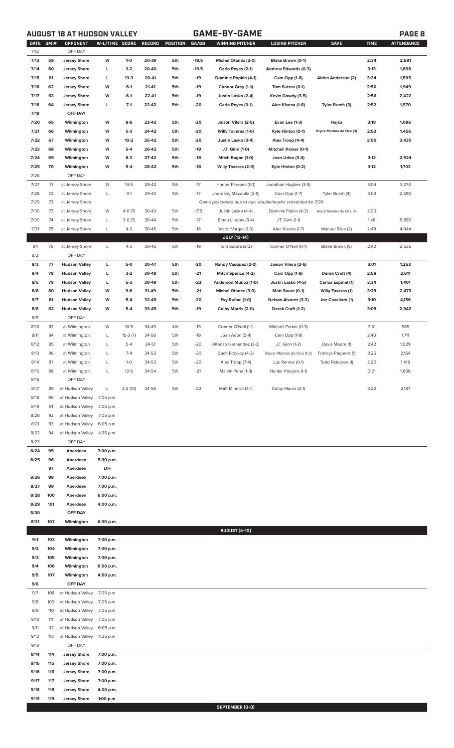## AUGUST 18 AT HUDSON VALLEY — GAME-BY-GAME

| DATE | GM # | OPPONENT | W-L/TIME | SCORE | RECORD | POSITION | GA/GB | WINNING PITCHER | LOSING PITCHER | SAVE | TIME | ATTENDANCE |
|---|---|---|---|---|---|---|---|---|---|---|---|---|
| 7/12 | | OFF DAY | | | | | | | | | | |
| 7/13 | 59 | Jersey Shore | W | 1-0 | 20-39 | 5th | -19.5 | Michel Otanez (2-0) | Blake Brown (0-1) | | 2:34 | 2,681 |
| 7/14 | 60 | Jersey Shore | L | 3-2 | 20-40 | 5th | -19.5 | Carlo Reyes (2-1) | Andrew Edwards (0-3) | | 3:13 | 1,898 |
| 7/15 | 61 | Jersey Shore | L | 13-3 | 20-41 | 5th | -19 | Dominic Popkin (4-1) | Cam Opp (1-6) | Aiden Anderson (2) | 3:24 | 1,595 |
| 7/16 | 62 | Jersey Shore | W | 6-1 | 21-41 | 5th | -19 | Connor Grey (1-1) | Tom Sutera (0-1) | | 2:50 | 1,949 |
| 7/17 | 63 | Jersey Shore | W | 6-1 | 22-41 | 5th | -19 | Justin Lasko (2-4) | Kevin Gowdy (3-5) | | 2:56 | 2,422 |
| 7/18 | 64 | Jersey Shore | L | 7-1 | 22-42 | 5th | -20 | Carlo Reyes (3-1) | Alec Kisena (1-6) | Tyler Burch (3) | 2:52 | 1,570 |
| 7/19 | | OFF DAY | | | | | | | | | | |
| 7/20 | 65 | Wilmington | W | 8-6 | 23-42 | 5th | -20 | Jaison Vilera (2-5) | Evan Lee (1-3) | Hejka | 3:18 | 1,086 |
| 7/21 | 66 | Wilmington | W | 5-3 | 24-42 | 5th | -20 | Willy Taveras (1-0) | Kyle Hinton (0-1) | Bryce Montes de Oca (3) | 2:53 | 1,456 |
| 7/22 | 67 | Wilmington | W | 10-2 | 25-42 | 5th | -20 | Justin Lasko (3-4) | Alex Troop (4-4) | | 3:00 | 3,430 |
| 7/23 | 68 | Wilmington | W | 5-4 | 26-42 | 5th | -19 | J.T. Ginn (1-0) | Mitchell Parker (0-1) | | | |
| 7/24 | 69 | Wilmington | W | 8-3 | 27-42 | 5th | -18 | Mitch Ragan (1-0) | Joan Udon (3-4) | | 3:12 | 2,924 |
| 7/25 | 70 | Wilmington | W | 5-4 | 28-42 | 5th | -18 | Willy Taveras (2-0) | Kyle Hinton (0-2) | | 3:12 | 1,703 |
| 7/26 | | OFF DAY | | | | | | | | | | |
| 7/27 | 71 | at Jersey Shore | W | 14-5 | 29-42 | 5th | -17 | Hunter Parsons (1-0) | Jonathan Hughes (3-5) | | 3:04 | 3,270 |
| 7/28 | 72 | at Jersey Shore | L | 3-1 | 29-43 | 5th | -17 | Jhordany Mezquita (2-5) | Cam Opp (1-7) | Tyler Burch (4) | 3:04 | 2,590 |
| 7/29 | 73 | at Jersey Shore | | | | | | Game postponed due to rain, doubleheader scheduled for 7/30 | | | | |
| 7/30 | 73 | at Jersey Shore | W | 4-0 (7) | 30-43 | 5th | -17.5 | Justin Lasko (4-4) | Dominic Pipkin (4-2) | Bryce Montes de Oca (4) | 2:20 | |
| 7/30 | 74 | at Jersey Shore | L | 3-0 (7) | 30-44 | 5th | -17 | Ethan Lindow (3-4) | J.T. Ginn (1-1) | | 1:46 | 5,890 |
| 7/31 | 75 | at Jersey Shore | L | 4-3 | 30-45 | 5th | -18 | Victor Vargas (1-0) | Alec Kisena (1-7) | Manuel Silva (2) | 2:49 | 4,044 |
| | | | | | | | | **JULY (13-14)** | | | | |
| 8/1 | 76 | at Jersey Shore | L | 4-3 | 30-46 | 5th | -19 | Tom Sutera (2-2) | Conner O'Neil (0-1) | Blake Brown (5) | 2:42 | 2,535 |
| 8/2 | | OFF DAY | | | | | | | | | | |
| 8/3 | 77 | Hudson Valley | L | 5-0 | 30-47 | 5th | -20 | Randy Vasquez (2-0) | Jaison Vilera (2-6) | | 3:01 | 1,253 |
| 8/4 | 78 | Hudson Valley | L | 3-2 | 30-48 | 5th | -21 | Mitch Spence (4-2) | Cam Opp (1-8) | Derek Craft (4) | 2:58 | 2,611 |
| 8/5 | 79 | Hudson Valley | L | 5-3 | 30-49 | 5th | -22 | Anderson Munoz (1-0) | Justin Lasko (4-5) | Carlos Espinal (1) | 3:34 | 1,401 |
| 8/6 | 80 | Hudson Valley | W | 9-6 | 31-49 | 5th | -21 | Michel Otanez (3-0) | Matt Sauer (0-1) | Willy Taveras (1) | 3:29 | 2,473 |
| 8/7 | 81 | Hudson Valley | W | 5-4 | 32-49 | 5th | -20 | Evy Ruibal (1-0) | Nelson Alvarez (3-2) | Joe Cavallaro (1) | 3:10 | 4,156 |
| 8/8 | 82 | Hudson Valley | W | 5-4 | 33-49 | 5th | -19 | Colby Morris (2-0) | Derek Craft (1-2) | | 3:05 | 2,942 |
| 8/9 | | OFF DAY | | | | | | | | | | |
| 8/10 | 83 | at Wilmington | W | 16-5 | 34-49 | 4th | -19 | Conner O'Neil (1-1) | Mitchell Parker (0-3) | | 3:51 | 985 |
| 8/11 | 84 | at Wilmington | L | 15-3 (7) | 34-50 | 5th | -19 | Joan Adon (5-4) | Cam Opp (1-9) | | 2:40 | 1,711 |
| 8/12 | 85 | at Wilmington | L | 5-4 | 34-51 | 5th | -20 | Alfonso Hernandez (3-3) | J.T. Ginn (1-2) | Davis Moore (1) | 2:42 | 1,029 |
| 8/13 | 86 | at Wilmington | L | 7-4 | 34-52 | 5th | -20 | Zach Brzykcy (4-3) | Bryce Montes de Oca (1-3) | Francys Peguero (1) | 3:25 | 2,164 |
| 8/14 | 87 | at Wilmington | L | 1-0 | 34-53 | 5th | -20 | Alex Troop (7-4) | Luc Rennie (0-1) | Todd Peterson (1) | 2:20 | 1,419 |
| 8/15 | 88 | at Wilmington | L | 12-5 | 34-54 | 5th | -21 | Malvin Pena (1-3) | Hunter Parsons (1-1) | | 3:21 | 1,666 |
| 8/16 | | OFF DAY | | | | | | | | | | |
| 8/17 | 89 | at Hudson Valley | L | 3-2 (10) | 34-55 | 5th | -22 | Matt Minnick (4-1) | Colby Morris (2-1) | | 3:22 | 2,187 |
| 8/18 | 90 | at Hudson Valley | 7:05 p.m. | | | | | | | | | |
| 8/19 | 91 | at Hudson Valley | 7:05 p.m. | | | | | | | | | |
| 8/20 | 92 | at Hudson Valley | 7:05 p.m. | | | | | | | | | |
| 8/21 | 93 | at Hudson Valley | 6:05 p.m. | | | | | | | | | |
| 8/22 | 94 | at Hudson Valley | 4:35 p.m. | | | | | | | | | |
| 8/23 | | OFF DAY | | | | | | | | | | |
| 8/24 | 95 | Aberdeen | 7:00 p.m. | | | | | | | | | |
| 8/25 | 96 | Aberdeen | 5:30 p.m. | | | | | | | | | |
| | 97 | Aberdeen | DH | | | | | | | | | |
| 8/26 | 98 | Aberdeen | 7:00 p.m. | | | | | | | | | |
| 8/27 | 99 | Aberdeen | 7:00 p.m. | | | | | | | | | |
| 8/28 | 100 | Aberdeen | 6:00 p.m. | | | | | | | | | |
| 8/29 | 101 | Aberdeen | 4:00 p.m. | | | | | | | | | |
| 8/30 | | OFF DAY | | | | | | | | | | |
| 8/31 | 102 | Wilmington | 6:30 p.m. | | | | | | | | | |
| | | | | | | | | **AUGUST (4-10)** | | | | |
| 9/1 | 103 | Wilmington | 7:00 p.m. | | | | | | | | | |
| 9/2 | 104 | Wilmington | 7:00 p.m. | | | | | | | | | |
| 9/3 | 105 | Wilmington | 7:00 p.m. | | | | | | | | | |
| 9/4 | 106 | Wilmington | 6:00 p.m. | | | | | | | | | |
| 9/5 | 107 | Wilmington | 4:00 p.m. | | | | | | | | | |
| 9/6 | | OFF DAY | | | | | | | | | | |
| 9/7 | 108 | at Hudson Valley | 7:05 p.m. | | | | | | | | | |
| 9/8 | 109 | at Hudson Valley | 7:05 p.m. | | | | | | | | | |
| 9/9 | 110 | at Hudson Valley | 7:05 p.m. | | | | | | | | | |
| 9/10 | 111 | at Hudson Valley | 7:05 p.m. | | | | | | | | | |
| 9/11 | 112 | at Hudson Valley | 6:05 p.m. | | | | | | | | | |
| 9/12 | 113 | at Hudson Valley | 4:35 p.m. | | | | | | | | | |
| 9/13 | | OFF DAY | | | | | | | | | | |
| 9/14 | 114 | Jersey Shore | 7:00 p.m. | | | | | | | | | |
| 9/15 | 115 | Jersey Shore | 7:00 p.m. | | | | | | | | | |
| 9/16 | 116 | Jersey Shore | 7:00 p.m. | | | | | | | | | |
| 9/17 | 117 | Jersey Shore | 7:00 p.m. | | | | | | | | | |
| 9/18 | 118 | Jersey Shore | 4:00 p.m. | | | | | | | | | |
| 9/19 | 119 | Jersey Shore | 1:00 p.m. | | | | | | | | | |
| | | | | | | | | **SEPTEMBER (0-0)** | | | | |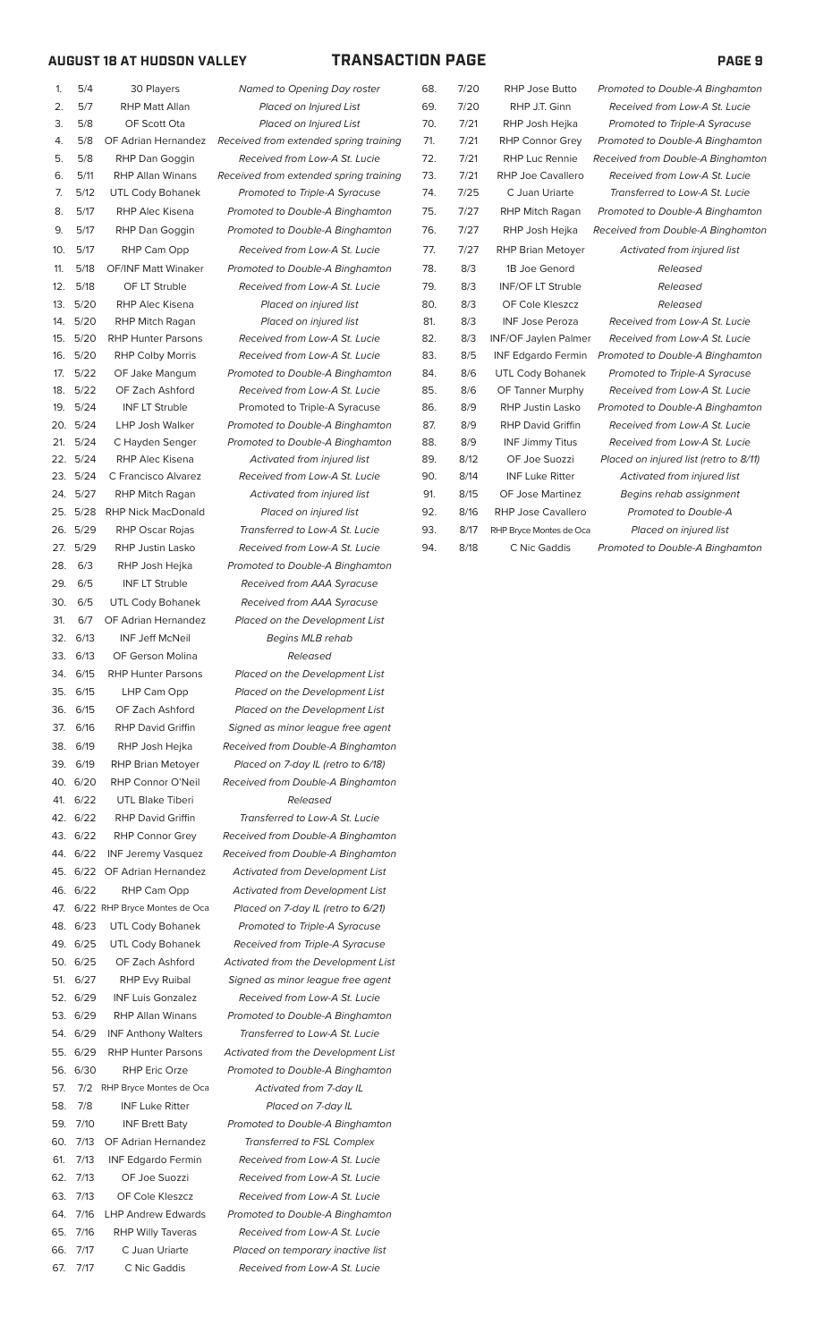# TRANSACTION PAGE

August 18 at Hudson Valley

| # | Date | Player | Transaction |
|---|---|---|---|
| 1. | 5/4 | 30 Players | *Named to Opening Day roster* |
| 2. | 5/7 | RHP Matt Allan | *Placed on Injured List* |
| 3. | 5/8 | OF Scott Ota | *Placed on Injured List* |
| 4. | 5/8 | OF Adrian Hernandez | *Received from extended spring training* |
| 5. | 5/8 | RHP Dan Goggin | *Received from Low-A St. Lucie* |
| 6. | 5/11 | RHP Allan Winans | *Received from extended spring training* |
| 7. | 5/12 | UTL Cody Bohanek | *Promoted to Triple-A Syracuse* |
| 8. | 5/17 | RHP Alec Kisena | *Promoted to Double-A Binghamton* |
| 9. | 5/17 | RHP Dan Goggin | *Promoted to Double-A Binghamton* |
| 10. | 5/17 | RHP Cam Opp | *Received from Low-A St. Lucie* |
| 11. | 5/18 | OF/INF Matt Winaker | *Promoted to Double-A Binghamton* |
| 12. | 5/18 | OF LT Struble | *Received from Low-A St. Lucie* |
| 13. | 5/20 | RHP Alec Kisena | *Placed on injured list* |
| 14. | 5/20 | RHP Mitch Ragan | *Placed on injured list* |
| 15. | 5/20 | RHP Hunter Parsons | *Received from Low-A St. Lucie* |
| 16. | 5/20 | RHP Colby Morris | *Received from Low-A St. Lucie* |
| 17. | 5/22 | OF Jake Mangum | *Promoted to Double-A Binghamton* |
| 18. | 5/22 | OF Zach Ashford | *Received from Low-A St. Lucie* |
| 19. | 5/24 | INF LT Struble | Promoted to Triple-A Syracuse |
| 20. | 5/24 | LHP Josh Walker | *Promoted to Double-A Binghamton* |
| 21. | 5/24 | C Hayden Senger | *Promoted to Double-A Binghamton* |
| 22. | 5/24 | RHP Alec Kisena | *Activated from injured list* |
| 23. | 5/24 | C Francisco Alvarez | *Received from Low-A St. Lucie* |
| 24. | 5/27 | RHP Mitch Ragan | *Activated from injured list* |
| 25. | 5/28 | RHP Nick MacDonald | *Placed on injured list* |
| 26. | 5/29 | RHP Oscar Rojas | *Transferred to Low-A St. Lucie* |
| 27. | 5/29 | RHP Justin Lasko | *Received from Low-A St. Lucie* |
| 28. | 6/3 | RHP Josh Hejka | *Promoted to Double-A Binghamton* |
| 29. | 6/5 | INF LT Struble | *Received from AAA Syracuse* |
| 30. | 6/5 | UTL Cody Bohanek | *Received from AAA Syracuse* |
| 31. | 6/7 | OF Adrian Hernandez | *Placed on the Development List* |
| 32. | 6/13 | INF Jeff McNeil | *Begins MLB rehab* |
| 33. | 6/13 | OF Gerson Molina | *Released* |
| 34. | 6/15 | RHP Hunter Parsons | *Placed on the Development List* |
| 35. | 6/15 | LHP Cam Opp | *Placed on the Development List* |
| 36. | 6/15 | OF Zach Ashford | *Placed on the Development List* |
| 37. | 6/16 | RHP David Griffin | *Signed as minor league free agent* |
| 38. | 6/19 | RHP Josh Hejka | *Received from Double-A Binghamton* |
| 39. | 6/19 | RHP Brian Metoyer | *Placed on 7-day IL (retro to 6/18)* |
| 40. | 6/20 | RHP Connor O'Neil | *Received from Double-A Binghamton* |
| 41. | 6/22 | UTL Blake Tiberi | *Released* |
| 42. | 6/22 | RHP David Griffin | *Transferred to Low-A St. Lucie* |
| 43. | 6/22 | RHP Connor Grey | *Received from Double-A Binghamton* |
| 44. | 6/22 | INF Jeremy Vasquez | *Received from Double-A Binghamton* |
| 45. | 6/22 | OF Adrian Hernandez | *Activated from Development List* |
| 46. | 6/22 | RHP Cam Opp | *Activated from Development List* |
| 47. | 6/22 | RHP Bryce Montes de Oca | *Placed on 7-day IL (retro to 6/21)* |
| 48. | 6/23 | UTL Cody Bohanek | *Promoted to Triple-A Syracuse* |
| 49. | 6/25 | UTL Cody Bohanek | *Received from Triple-A Syracuse* |
| 50. | 6/25 | OF Zach Ashford | *Activated from the Development List* |
| 51. | 6/27 | RHP Evy Ruibal | *Signed as minor league free agent* |
| 52. | 6/29 | INF Luis Gonzalez | *Received from Low-A St. Lucie* |
| 53. | 6/29 | RHP Allan Winans | *Promoted to Double-A Binghamton* |
| 54. | 6/29 | INF Anthony Walters | *Transferred to Low-A St. Lucie* |
| 55. | 6/29 | RHP Hunter Parsons | *Activated from the Development List* |
| 56. | 6/30 | RHP Eric Orze | *Promoted to Double-A Binghamton* |
| 57. | 7/2 | RHP Bryce Montes de Oca | *Activated from 7-day IL* |
| 58. | 7/8 | INF Luke Ritter | *Placed on 7-day IL* |
| 59. | 7/10 | INF Brett Baty | *Promoted to Double-A Binghamton* |
| 60. | 7/13 | OF Adrian Hernandez | *Transferred to FSL Complex* |
| 61. | 7/13 | INF Edgardo Fermin | *Received from Low-A St. Lucie* |
| 62. | 7/13 | OF Joe Suozzi | *Received from Low-A St. Lucie* |
| 63. | 7/13 | OF Cole Kleszcz | *Received from Low-A St. Lucie* |
| 64. | 7/16 | LHP Andrew Edwards | *Promoted to Double-A Binghamton* |
| 65. | 7/16 | RHP Willy Taveras | *Received from Low-A St. Lucie* |
| 66. | 7/17 | C Juan Uriarte | *Placed on temporary inactive list* |
| 67. | 7/17 | C Nic Gaddis | *Received from Low-A St. Lucie* |
| 68. | 7/20 | RHP Jose Butto | *Promoted to Double-A Binghamton* |
| 69. | 7/20 | RHP J.T. Ginn | *Received from Low-A St. Lucie* |
| 70. | 7/21 | RHP Josh Hejka | *Promoted to Triple-A Syracuse* |
| 71. | 7/21 | RHP Connor Grey | *Promoted to Double-A Binghamton* |
| 72. | 7/21 | RHP Luc Rennie | *Received from Double-A Binghamton* |
| 73. | 7/21 | RHP Joe Cavallero | *Received from Low-A St. Lucie* |
| 74. | 7/25 | C Juan Uriarte | *Transferred to Low-A St. Lucie* |
| 75. | 7/27 | RHP Mitch Ragan | *Promoted to Double-A Binghamton* |
| 76. | 7/27 | RHP Josh Hejka | *Received from Double-A Binghamton* |
| 77. | 7/27 | RHP Brian Metoyer | *Activated from injured list* |
| 78. | 8/3 | 1B Joe Genord | *Released* |
| 79. | 8/3 | INF/OF LT Struble | *Released* |
| 80. | 8/3 | OF Cole Kleszcz | *Released* |
| 81. | 8/3 | INF Jose Peroza | *Received from Low-A St. Lucie* |
| 82. | 8/3 | INF/OF Jaylen Palmer | *Received from Low-A St. Lucie* |
| 83. | 8/5 | INF Edgardo Fermin | *Promoted to Double-A Binghamton* |
| 84. | 8/6 | UTL Cody Bohanek | *Promoted to Triple-A Syracuse* |
| 85. | 8/6 | OF Tanner Murphy | *Received from Low-A St. Lucie* |
| 86. | 8/9 | RHP Justin Lasko | *Promoted to Double-A Binghamton* |
| 87. | 8/9 | RHP David Griffin | *Received from Low-A St. Lucie* |
| 88. | 8/9 | INF Jimmy Titus | *Received from Low-A St. Lucie* |
| 89. | 8/12 | OF Joe Suozzi | *Placed on injured list (retro to 8/11)* |
| 90. | 8/14 | INF Luke Ritter | *Activated from injured list* |
| 91. | 8/15 | OF Jose Martinez | *Begins rehab assignment* |
| 92. | 8/16 | RHP Jose Cavallero | *Promoted to Double-A* |
| 93. | 8/17 | RHP Bryce Montes de Oca | *Placed on injured list* |
| 94. | 8/18 | C Nic Gaddis | *Promoted to Double-A Binghamton* |